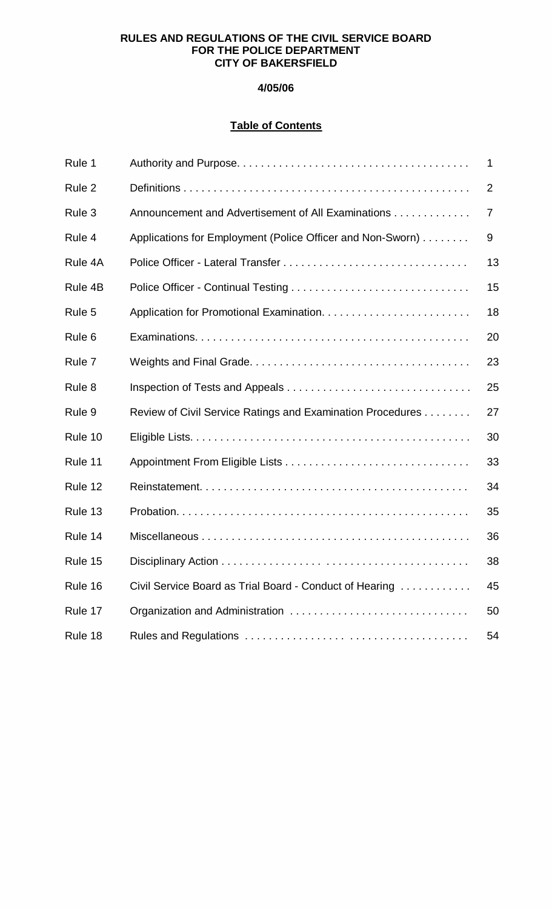# RULES AND REGULATIONS OF THE CIVIL SERVICE BOARD FOR THE POLICE DEPARTMENT CITY OF BAKERSFIELD

**4/05/06**

## Table of Contents

| | | |
|---|---|---|
| Rule 1 | Authority and Purpose | 1 |
| Rule 2 | Definitions | 2 |
| Rule 3 | Announcement and Advertisement of All Examinations | 7 |
| Rule 4 | Applications for Employment (Police Officer and Non-Sworn) | 9 |
| Rule 4A | Police Officer - Lateral Transfer | 13 |
| Rule 4B | Police Officer - Continual Testing | 15 |
| Rule 5 | Application for Promotional Examination | 18 |
| Rule 6 | Examinations | 20 |
| Rule 7 | Weights and Final Grade | 23 |
| Rule 8 | Inspection of Tests and Appeals | 25 |
| Rule 9 | Review of Civil Service Ratings and Examination Procedures | 27 |
| Rule 10 | Eligible Lists | 30 |
| Rule 11 | Appointment From Eligible Lists | 33 |
| Rule 12 | Reinstatement | 34 |
| Rule 13 | Probation | 35 |
| Rule 14 | Miscellaneous | 36 |
| Rule 15 | Disciplinary Action | 38 |
| Rule 16 | Civil Service Board as Trial Board - Conduct of Hearing | 45 |
| Rule 17 | Organization and Administration | 50 |
| Rule 18 | Rules and Regulations | 54 |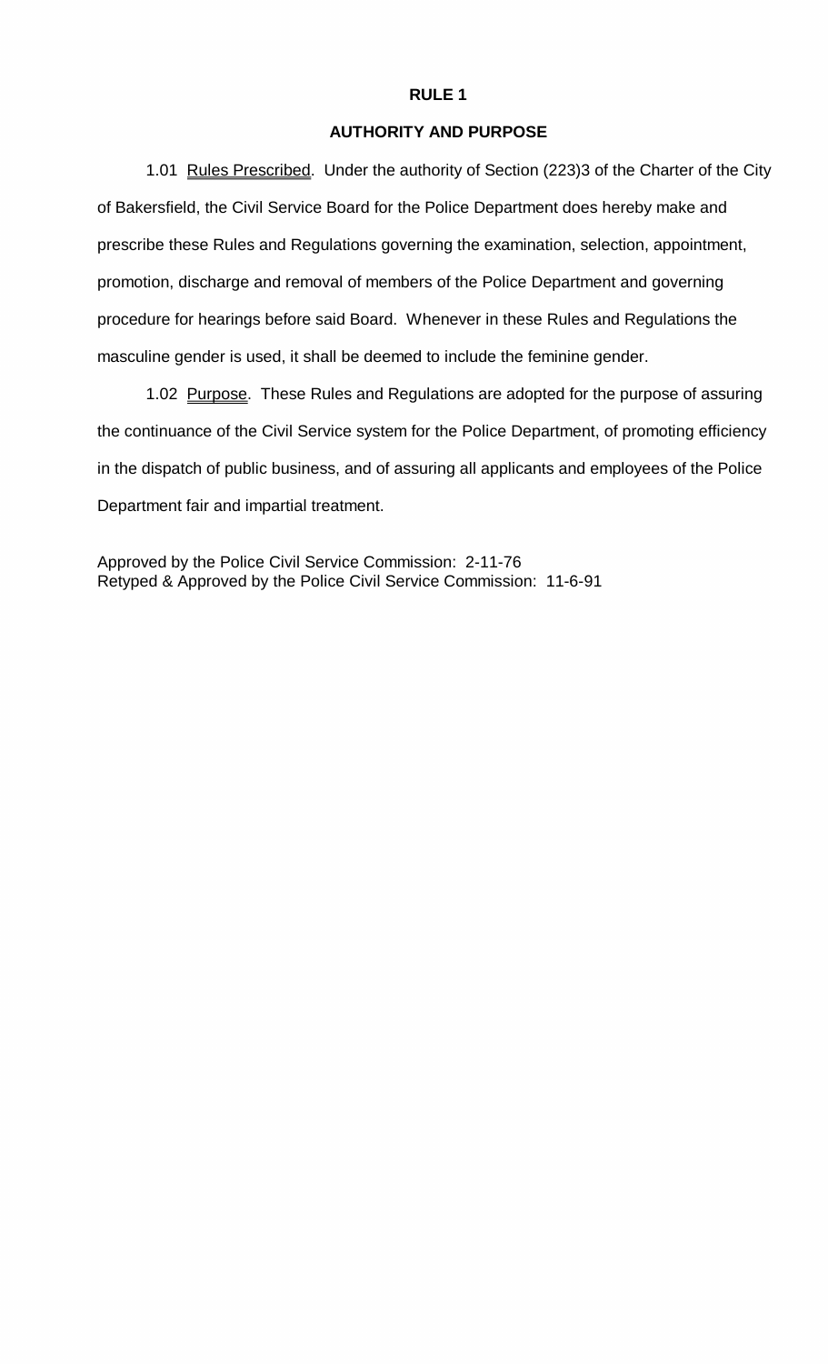# RULE 1

## AUTHORITY AND PURPOSE

1.01 Rules Prescribed. Under the authority of Section (223)3 of the Charter of the City of Bakersfield, the Civil Service Board for the Police Department does hereby make and prescribe these Rules and Regulations governing the examination, selection, appointment, promotion, discharge and removal of members of the Police Department and governing procedure for hearings before said Board. Whenever in these Rules and Regulations the masculine gender is used, it shall be deemed to include the feminine gender.

1.02 Purpose. These Rules and Regulations are adopted for the purpose of assuring the continuance of the Civil Service system for the Police Department, of promoting efficiency in the dispatch of public business, and of assuring all applicants and employees of the Police Department fair and impartial treatment.

Approved by the Police Civil Service Commission: 2-11-76
Retyped & Approved by the Police Civil Service Commission: 11-6-91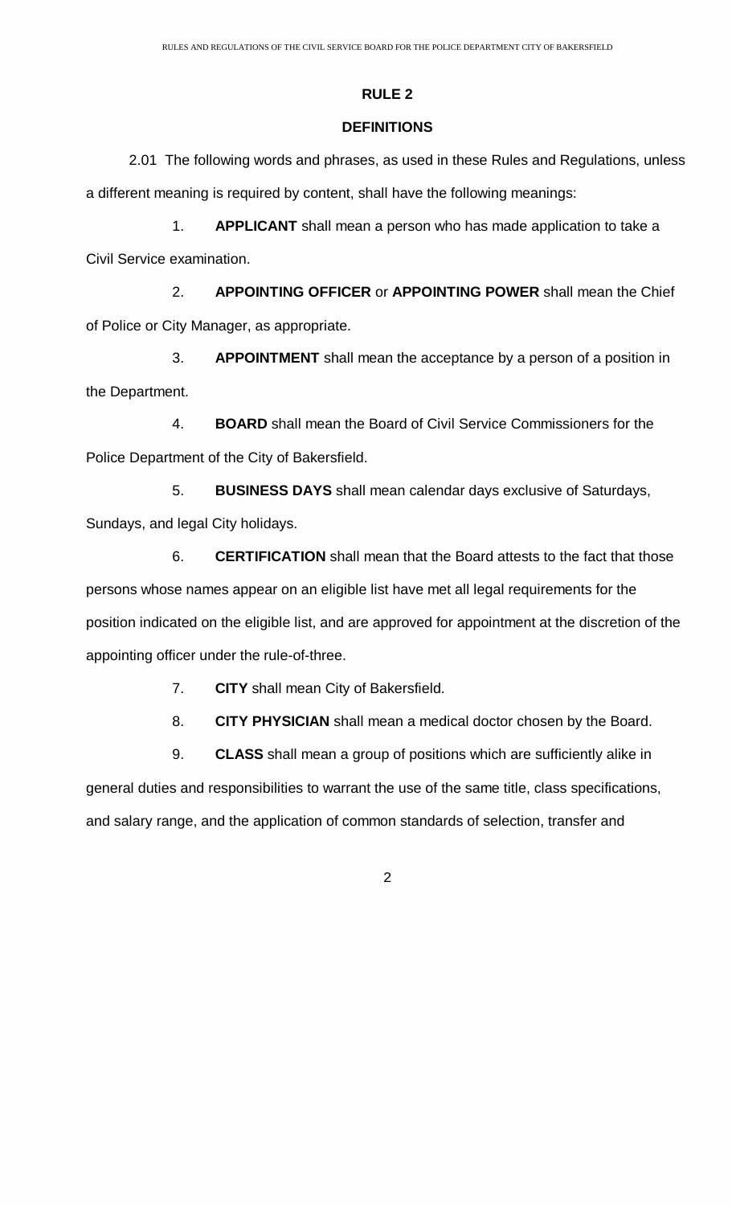# RULE 2

## DEFINITIONS

2.01 The following words and phrases, as used in these Rules and Regulations, unless a different meaning is required by content, shall have the following meanings:

1. **APPLICANT** shall mean a person who has made application to take a Civil Service examination.

2. **APPOINTING OFFICER** or **APPOINTING POWER** shall mean the Chief of Police or City Manager, as appropriate.

3. **APPOINTMENT** shall mean the acceptance by a person of a position in the Department.

4. **BOARD** shall mean the Board of Civil Service Commissioners for the Police Department of the City of Bakersfield.

5. **BUSINESS DAYS** shall mean calendar days exclusive of Saturdays, Sundays, and legal City holidays.

6. **CERTIFICATION** shall mean that the Board attests to the fact that those persons whose names appear on an eligible list have met all legal requirements for the position indicated on the eligible list, and are approved for appointment at the discretion of the appointing officer under the rule-of-three.

7. **CITY** shall mean City of Bakersfield.

8. **CITY PHYSICIAN** shall mean a medical doctor chosen by the Board.

9. **CLASS** shall mean a group of positions which are sufficiently alike in general duties and responsibilities to warrant the use of the same title, class specifications, and salary range, and the application of common standards of selection, transfer and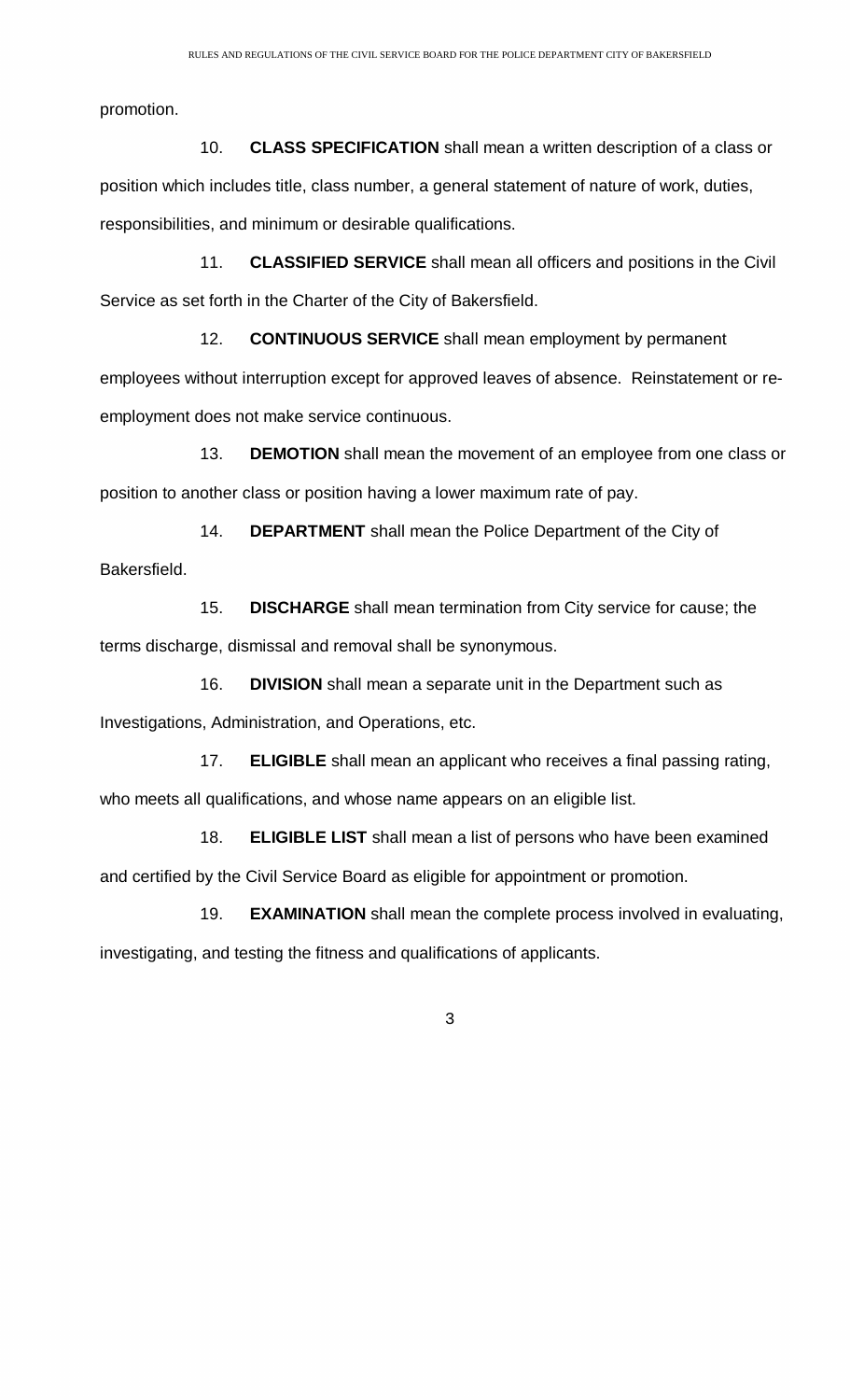promotion.

10. **CLASS SPECIFICATION** shall mean a written description of a class or position which includes title, class number, a general statement of nature of work, duties, responsibilities, and minimum or desirable qualifications.

11. **CLASSIFIED SERVICE** shall mean all officers and positions in the Civil Service as set forth in the Charter of the City of Bakersfield.

12. **CONTINUOUS SERVICE** shall mean employment by permanent employees without interruption except for approved leaves of absence. Reinstatement or re-employment does not make service continuous.

13. **DEMOTION** shall mean the movement of an employee from one class or position to another class or position having a lower maximum rate of pay.

14. **DEPARTMENT** shall mean the Police Department of the City of Bakersfield.

15. **DISCHARGE** shall mean termination from City service for cause; the terms discharge, dismissal and removal shall be synonymous.

16. **DIVISION** shall mean a separate unit in the Department such as Investigations, Administration, and Operations, etc.

17. **ELIGIBLE** shall mean an applicant who receives a final passing rating, who meets all qualifications, and whose name appears on an eligible list.

18. **ELIGIBLE LIST** shall mean a list of persons who have been examined and certified by the Civil Service Board as eligible for appointment or promotion.

19. **EXAMINATION** shall mean the complete process involved in evaluating, investigating, and testing the fitness and qualifications of applicants.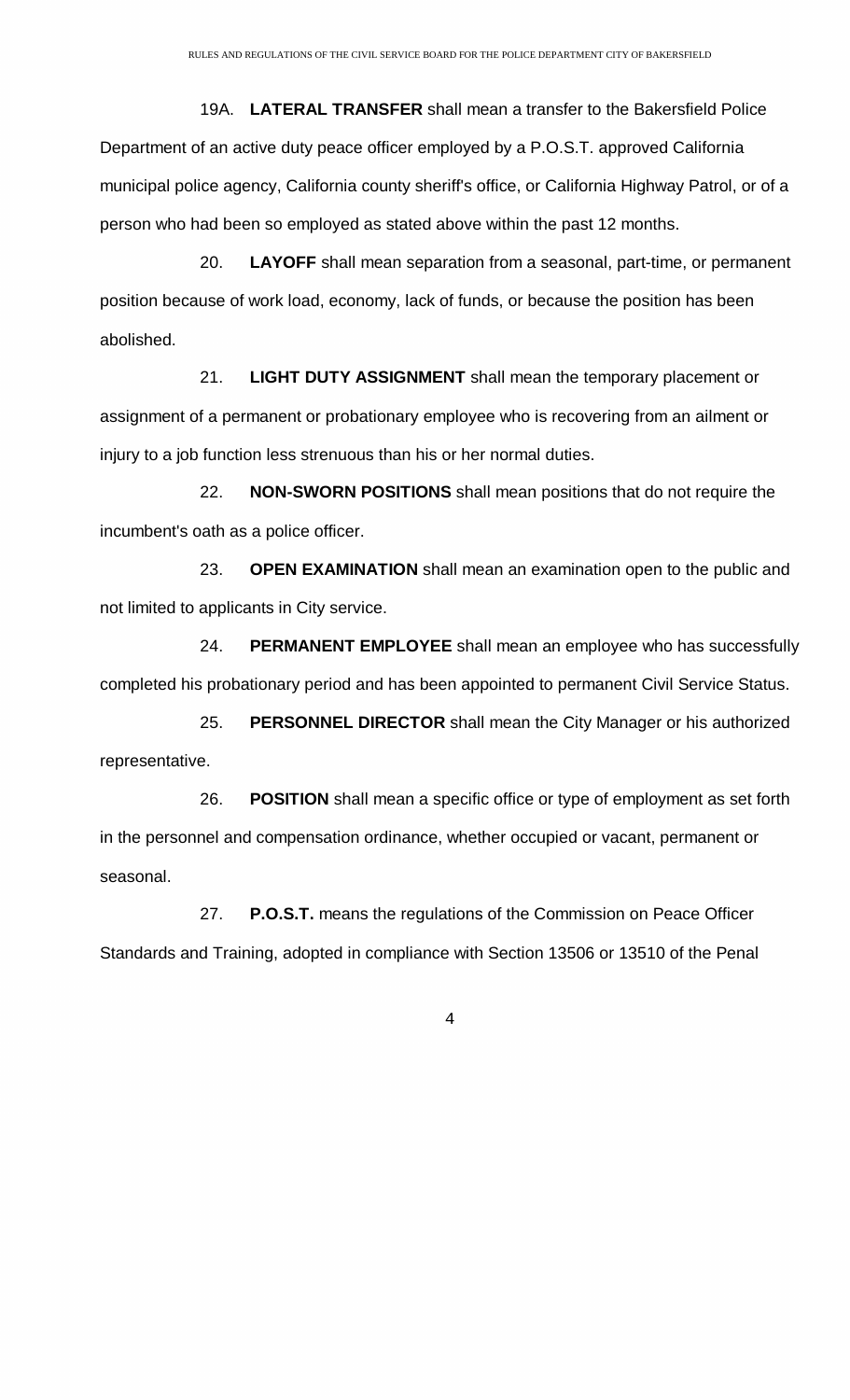19A. **LATERAL TRANSFER** shall mean a transfer to the Bakersfield Police Department of an active duty peace officer employed by a P.O.S.T. approved California municipal police agency, California county sheriff's office, or California Highway Patrol, or of a person who had been so employed as stated above within the past 12 months.

20. **LAYOFF** shall mean separation from a seasonal, part-time, or permanent position because of work load, economy, lack of funds, or because the position has been abolished.

21. **LIGHT DUTY ASSIGNMENT** shall mean the temporary placement or assignment of a permanent or probationary employee who is recovering from an ailment or injury to a job function less strenuous than his or her normal duties.

22. **NON-SWORN POSITIONS** shall mean positions that do not require the incumbent's oath as a police officer.

23. **OPEN EXAMINATION** shall mean an examination open to the public and not limited to applicants in City service.

24. **PERMANENT EMPLOYEE** shall mean an employee who has successfully completed his probationary period and has been appointed to permanent Civil Service Status.

25. **PERSONNEL DIRECTOR** shall mean the City Manager or his authorized representative.

26. **POSITION** shall mean a specific office or type of employment as set forth in the personnel and compensation ordinance, whether occupied or vacant, permanent or seasonal.

27. **P.O.S.T.** means the regulations of the Commission on Peace Officer Standards and Training, adopted in compliance with Section 13506 or 13510 of the Penal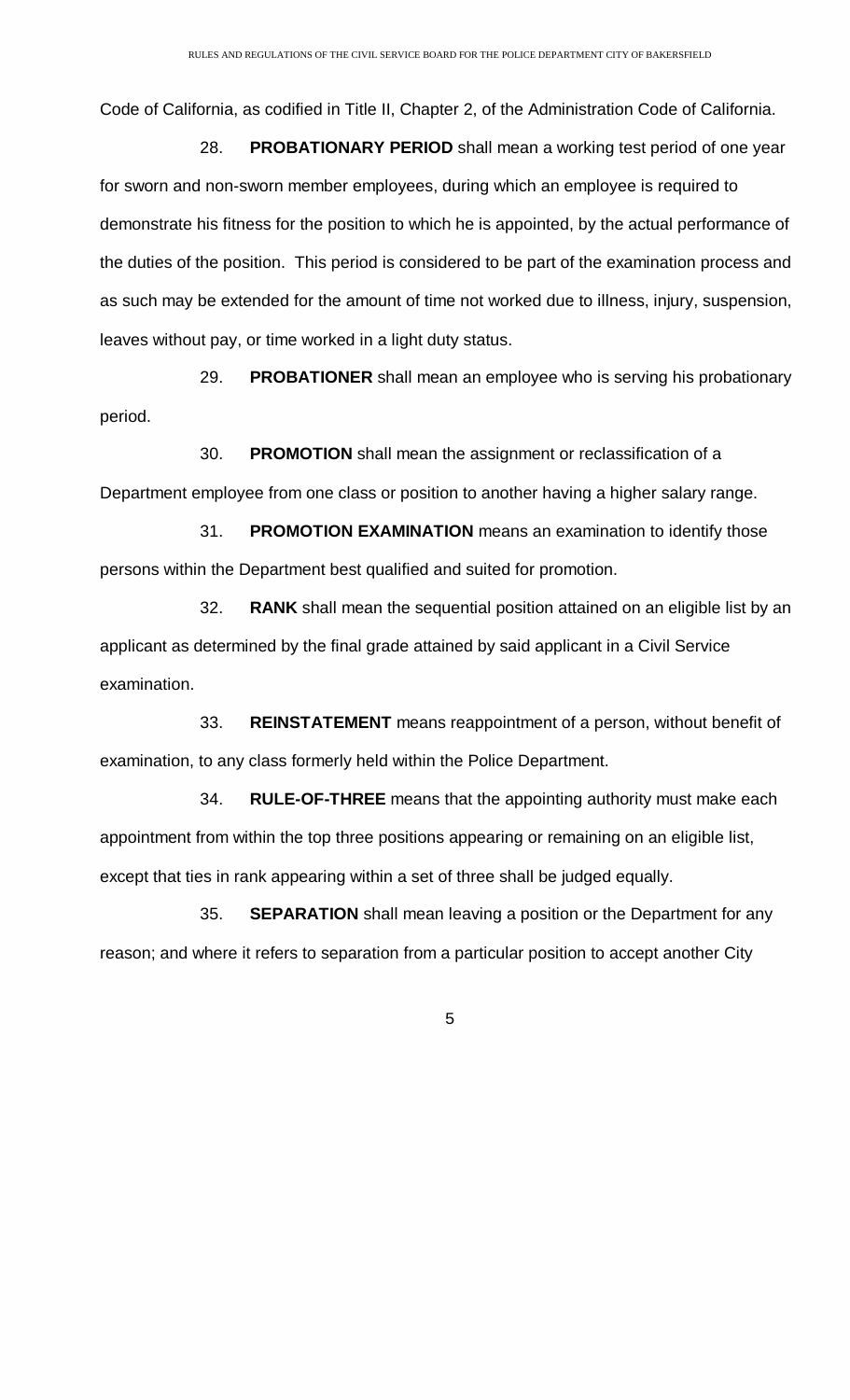Code of California, as codified in Title II, Chapter 2, of the Administration Code of California.

28. **PROBATIONARY PERIOD** shall mean a working test period of one year for sworn and non-sworn member employees, during which an employee is required to demonstrate his fitness for the position to which he is appointed, by the actual performance of the duties of the position. This period is considered to be part of the examination process and as such may be extended for the amount of time not worked due to illness, injury, suspension, leaves without pay, or time worked in a light duty status.

29. **PROBATIONER** shall mean an employee who is serving his probationary period.

30. **PROMOTION** shall mean the assignment or reclassification of a Department employee from one class or position to another having a higher salary range.

31. **PROMOTION EXAMINATION** means an examination to identify those persons within the Department best qualified and suited for promotion.

32. **RANK** shall mean the sequential position attained on an eligible list by an applicant as determined by the final grade attained by said applicant in a Civil Service examination.

33. **REINSTATEMENT** means reappointment of a person, without benefit of examination, to any class formerly held within the Police Department.

34. **RULE-OF-THREE** means that the appointing authority must make each appointment from within the top three positions appearing or remaining on an eligible list, except that ties in rank appearing within a set of three shall be judged equally.

35. **SEPARATION** shall mean leaving a position or the Department for any reason; and where it refers to separation from a particular position to accept another City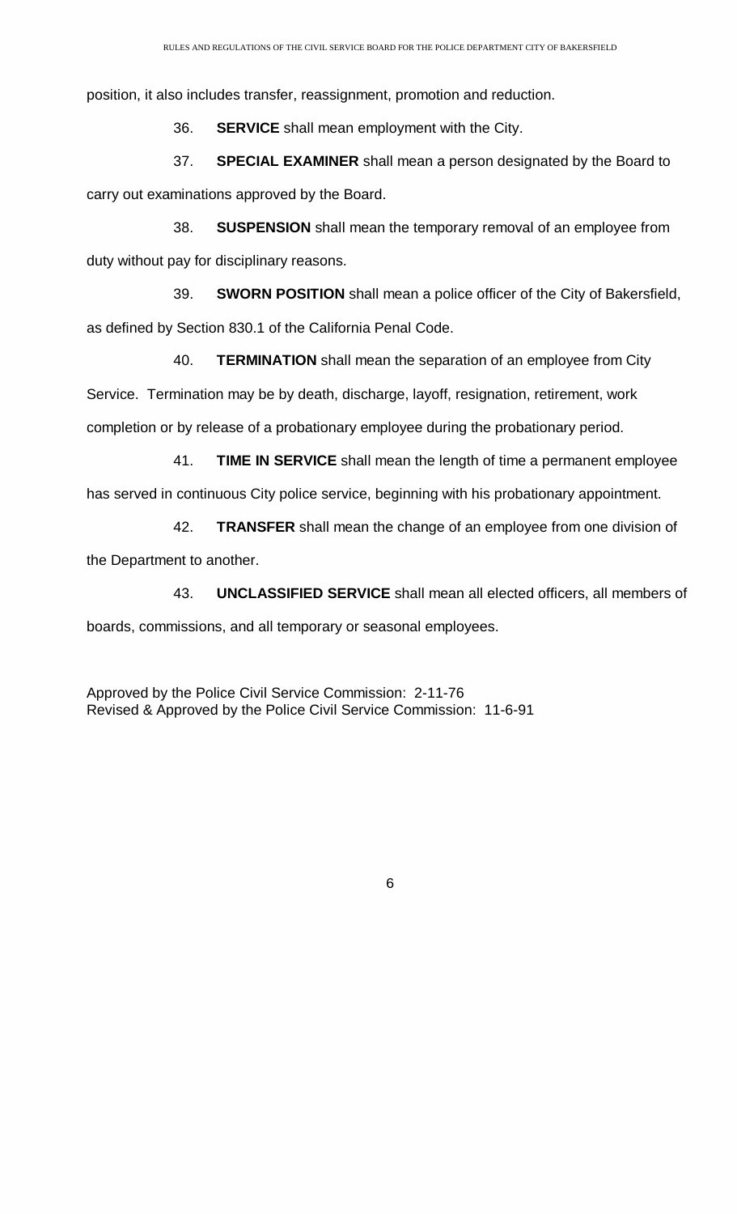position, it also includes transfer, reassignment, promotion and reduction.

36. **SERVICE** shall mean employment with the City.

37. **SPECIAL EXAMINER** shall mean a person designated by the Board to carry out examinations approved by the Board.

38. **SUSPENSION** shall mean the temporary removal of an employee from duty without pay for disciplinary reasons.

39. **SWORN POSITION** shall mean a police officer of the City of Bakersfield, as defined by Section 830.1 of the California Penal Code.

40. **TERMINATION** shall mean the separation of an employee from City Service. Termination may be by death, discharge, layoff, resignation, retirement, work completion or by release of a probationary employee during the probationary period.

41. **TIME IN SERVICE** shall mean the length of time a permanent employee has served in continuous City police service, beginning with his probationary appointment.

42. **TRANSFER** shall mean the change of an employee from one division of the Department to another.

43. **UNCLASSIFIED SERVICE** shall mean all elected officers, all members of boards, commissions, and all temporary or seasonal employees.

Approved by the Police Civil Service Commission: 2-11-76
Revised & Approved by the Police Civil Service Commission: 11-6-91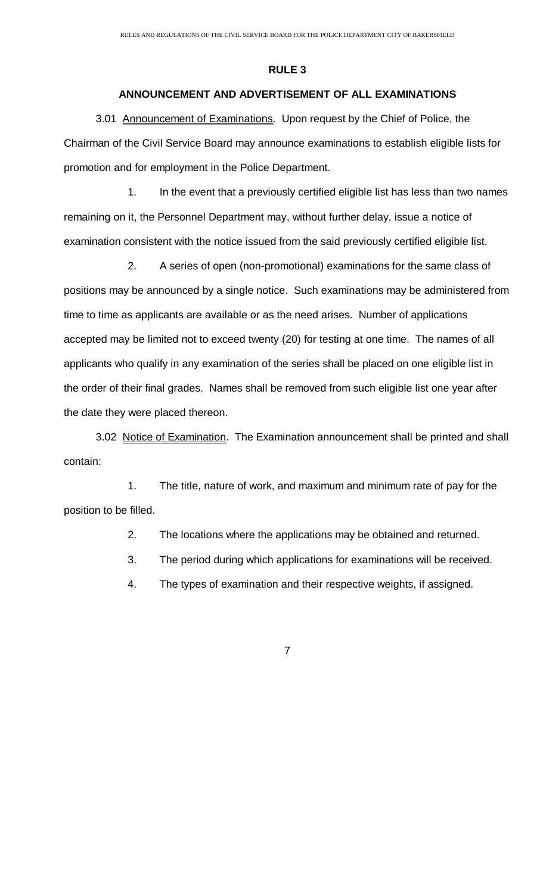## RULE 3

### ANNOUNCEMENT AND ADVERTISEMENT OF ALL EXAMINATIONS

3.01 Announcement of Examinations. Upon request by the Chief of Police, the Chairman of the Civil Service Board may announce examinations to establish eligible lists for promotion and for employment in the Police Department.

1. In the event that a previously certified eligible list has less than two names remaining on it, the Personnel Department may, without further delay, issue a notice of examination consistent with the notice issued from the said previously certified eligible list.

2. A series of open (non-promotional) examinations for the same class of positions may be announced by a single notice. Such examinations may be administered from time to time as applicants are available or as the need arises. Number of applications accepted may be limited not to exceed twenty (20) for testing at one time. The names of all applicants who qualify in any examination of the series shall be placed on one eligible list in the order of their final grades. Names shall be removed from such eligible list one year after the date they were placed thereon.

3.02 Notice of Examination. The Examination announcement shall be printed and shall contain:

1. The title, nature of work, and maximum and minimum rate of pay for the position to be filled.

2. The locations where the applications may be obtained and returned.

3. The period during which applications for examinations will be received.

4. The types of examination and their respective weights, if assigned.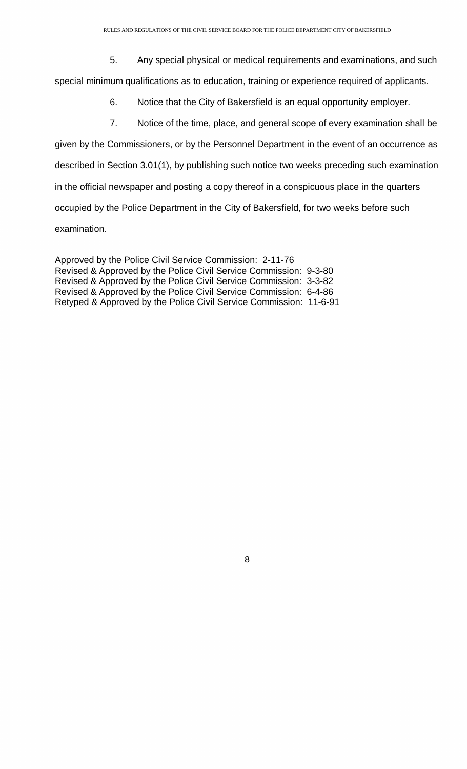5. Any special physical or medical requirements and examinations, and such special minimum qualifications as to education, training or experience required of applicants.

6. Notice that the City of Bakersfield is an equal opportunity employer.

7. Notice of the time, place, and general scope of every examination shall be given by the Commissioners, or by the Personnel Department in the event of an occurrence as described in Section 3.01(1), by publishing such notice two weeks preceding such examination in the official newspaper and posting a copy thereof in a conspicuous place in the quarters occupied by the Police Department in the City of Bakersfield, for two weeks before such examination.

Approved by the Police Civil Service Commission: 2-11-76
Revised & Approved by the Police Civil Service Commission: 9-3-80
Revised & Approved by the Police Civil Service Commission: 3-3-82
Revised & Approved by the Police Civil Service Commission: 6-4-86
Retyped & Approved by the Police Civil Service Commission: 11-6-91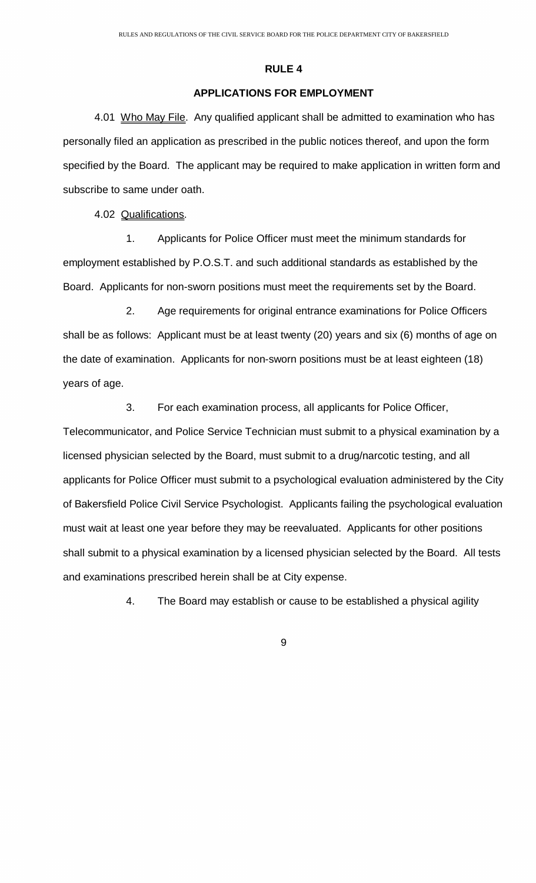## RULE 4

## APPLICATIONS FOR EMPLOYMENT

4.01 Who May File. Any qualified applicant shall be admitted to examination who has personally filed an application as prescribed in the public notices thereof, and upon the form specified by the Board. The applicant may be required to make application in written form and subscribe to same under oath.

4.02 Qualifications.

1. Applicants for Police Officer must meet the minimum standards for employment established by P.O.S.T. and such additional standards as established by the Board. Applicants for non-sworn positions must meet the requirements set by the Board.

2. Age requirements for original entrance examinations for Police Officers shall be as follows: Applicant must be at least twenty (20) years and six (6) months of age on the date of examination. Applicants for non-sworn positions must be at least eighteen (18) years of age.

3. For each examination process, all applicants for Police Officer, Telecommunicator, and Police Service Technician must submit to a physical examination by a licensed physician selected by the Board, must submit to a drug/narcotic testing, and all applicants for Police Officer must submit to a psychological evaluation administered by the City of Bakersfield Police Civil Service Psychologist. Applicants failing the psychological evaluation must wait at least one year before they may be reevaluated. Applicants for other positions shall submit to a physical examination by a licensed physician selected by the Board. All tests and examinations prescribed herein shall be at City expense.

4. The Board may establish or cause to be established a physical agility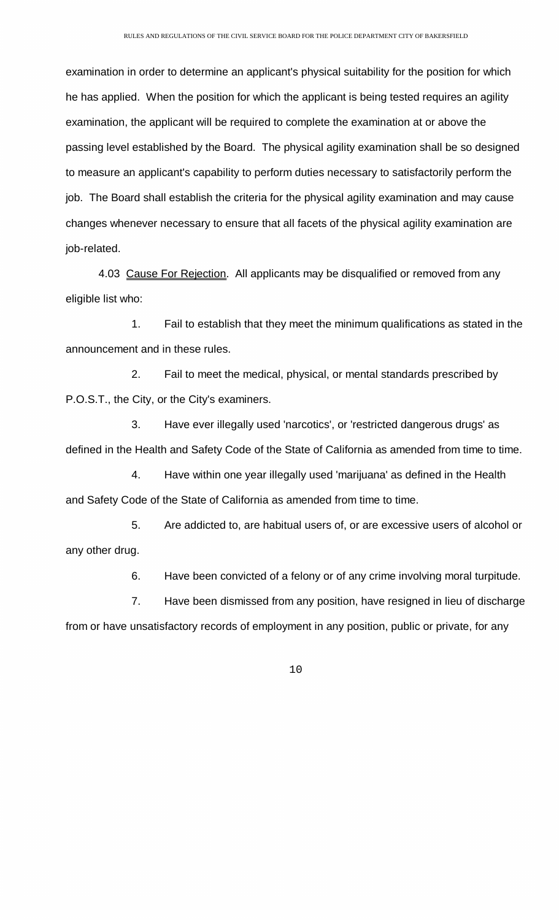examination in order to determine an applicant's physical suitability for the position for which he has applied. When the position for which the applicant is being tested requires an agility examination, the applicant will be required to complete the examination at or above the passing level established by the Board. The physical agility examination shall be so designed to measure an applicant's capability to perform duties necessary to satisfactorily perform the job. The Board shall establish the criteria for the physical agility examination and may cause changes whenever necessary to ensure that all facets of the physical agility examination are job-related.

4.03 Cause For Rejection. All applicants may be disqualified or removed from any eligible list who:

1. Fail to establish that they meet the minimum qualifications as stated in the announcement and in these rules.

2. Fail to meet the medical, physical, or mental standards prescribed by P.O.S.T., the City, or the City's examiners.

3. Have ever illegally used 'narcotics', or 'restricted dangerous drugs' as defined in the Health and Safety Code of the State of California as amended from time to time.

4. Have within one year illegally used 'marijuana' as defined in the Health and Safety Code of the State of California as amended from time to time.

5. Are addicted to, are habitual users of, or are excessive users of alcohol or any other drug.

6. Have been convicted of a felony or of any crime involving moral turpitude.

7. Have been dismissed from any position, have resigned in lieu of discharge from or have unsatisfactory records of employment in any position, public or private, for any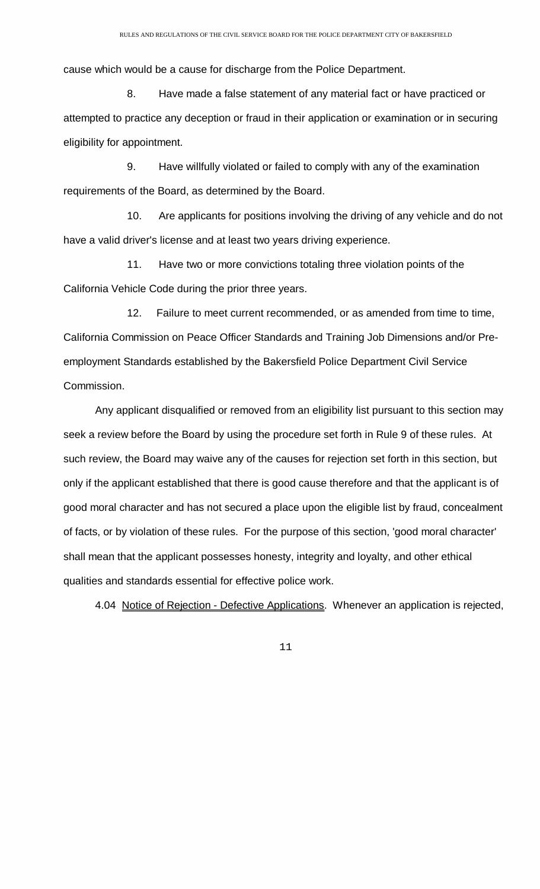cause which would be a cause for discharge from the Police Department.

8. Have made a false statement of any material fact or have practiced or attempted to practice any deception or fraud in their application or examination or in securing eligibility for appointment.

9. Have willfully violated or failed to comply with any of the examination requirements of the Board, as determined by the Board.

10. Are applicants for positions involving the driving of any vehicle and do not have a valid driver's license and at least two years driving experience.

11. Have two or more convictions totaling three violation points of the California Vehicle Code during the prior three years.

12. Failure to meet current recommended, or as amended from time to time, California Commission on Peace Officer Standards and Training Job Dimensions and/or Pre-employment Standards established by the Bakersfield Police Department Civil Service Commission.

Any applicant disqualified or removed from an eligibility list pursuant to this section may seek a review before the Board by using the procedure set forth in Rule 9 of these rules. At such review, the Board may waive any of the causes for rejection set forth in this section, but only if the applicant established that there is good cause therefore and that the applicant is of good moral character and has not secured a place upon the eligible list by fraud, concealment of facts, or by violation of these rules. For the purpose of this section, 'good moral character' shall mean that the applicant possesses honesty, integrity and loyalty, and other ethical qualities and standards essential for effective police work.

4.04 Notice of Rejection - Defective Applications. Whenever an application is rejected,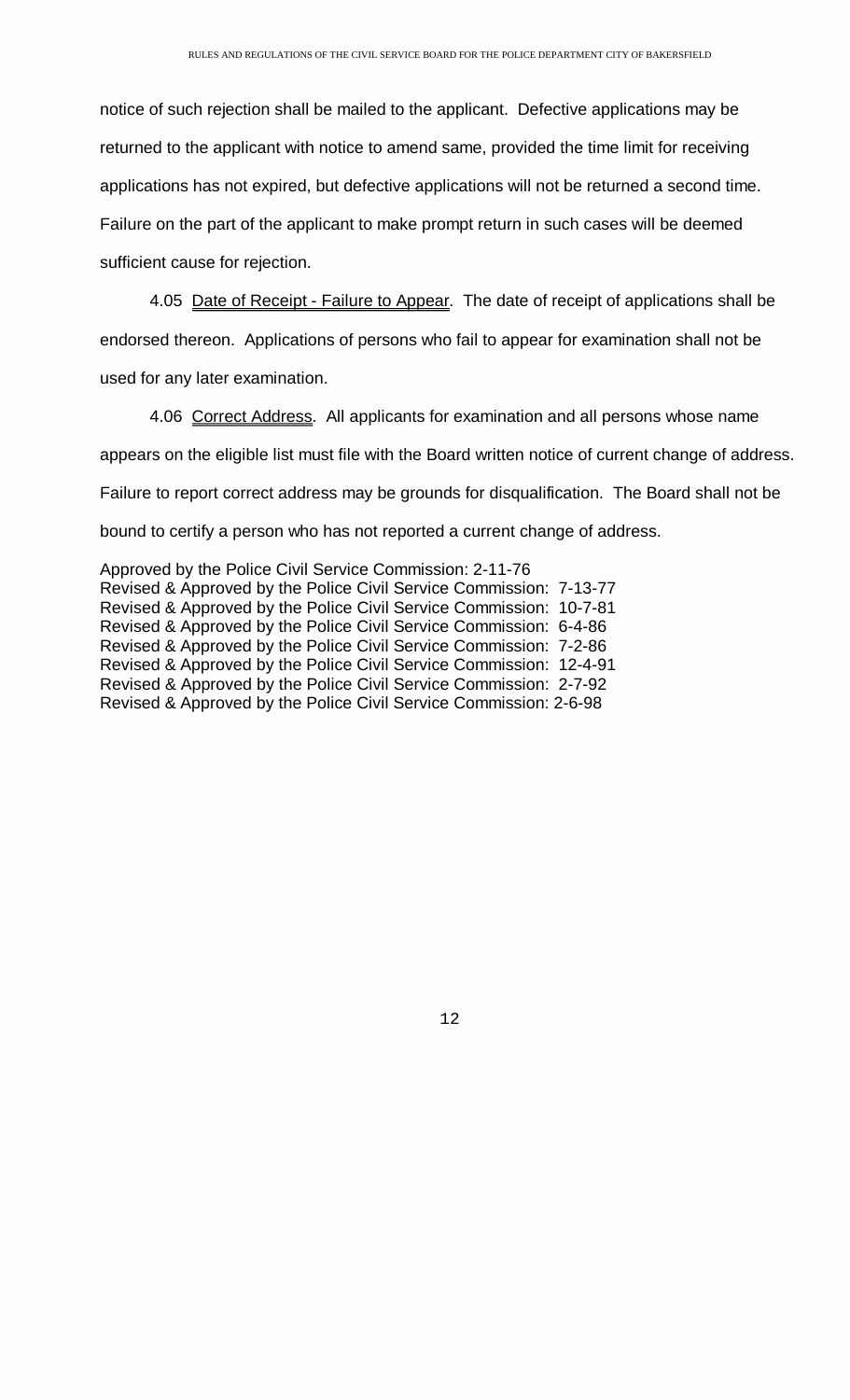notice of such rejection shall be mailed to the applicant. Defective applications may be returned to the applicant with notice to amend same, provided the time limit for receiving applications has not expired, but defective applications will not be returned a second time. Failure on the part of the applicant to make prompt return in such cases will be deemed sufficient cause for rejection.

4.05 Date of Receipt - Failure to Appear. The date of receipt of applications shall be endorsed thereon. Applications of persons who fail to appear for examination shall not be used for any later examination.

4.06 Correct Address. All applicants for examination and all persons whose name appears on the eligible list must file with the Board written notice of current change of address. Failure to report correct address may be grounds for disqualification. The Board shall not be bound to certify a person who has not reported a current change of address.

Approved by the Police Civil Service Commission: 2-11-76
Revised & Approved by the Police Civil Service Commission: 7-13-77
Revised & Approved by the Police Civil Service Commission: 10-7-81
Revised & Approved by the Police Civil Service Commission: 6-4-86
Revised & Approved by the Police Civil Service Commission: 7-2-86
Revised & Approved by the Police Civil Service Commission: 12-4-91
Revised & Approved by the Police Civil Service Commission: 2-7-92
Revised & Approved by the Police Civil Service Commission: 2-6-98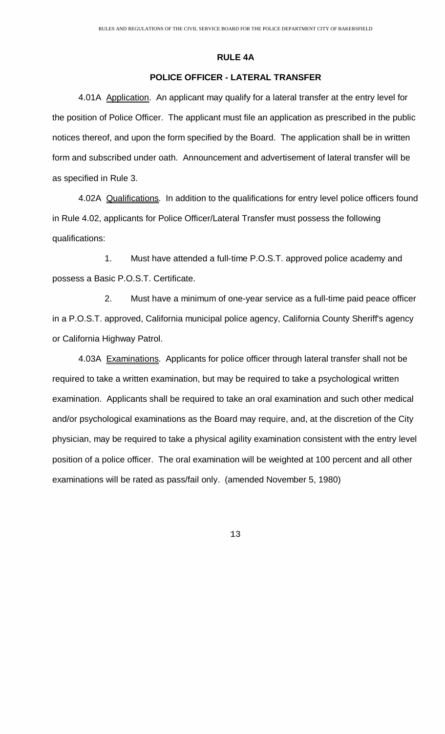# RULE 4A

## POLICE OFFICER - LATERAL TRANSFER

4.01A Application. An applicant may qualify for a lateral transfer at the entry level for the position of Police Officer. The applicant must file an application as prescribed in the public notices thereof, and upon the form specified by the Board. The application shall be in written form and subscribed under oath. Announcement and advertisement of lateral transfer will be as specified in Rule 3.

4.02A Qualifications. In addition to the qualifications for entry level police officers found in Rule 4.02, applicants for Police Officer/Lateral Transfer must possess the following qualifications:

1. Must have attended a full-time P.O.S.T. approved police academy and possess a Basic P.O.S.T. Certificate.

2. Must have a minimum of one-year service as a full-time paid peace officer in a P.O.S.T. approved, California municipal police agency, California County Sheriff's agency or California Highway Patrol.

4.03A Examinations. Applicants for police officer through lateral transfer shall not be required to take a written examination, but may be required to take a psychological written examination. Applicants shall be required to take an oral examination and such other medical and/or psychological examinations as the Board may require, and, at the discretion of the City physician, may be required to take a physical agility examination consistent with the entry level position of a police officer. The oral examination will be weighted at 100 percent and all other examinations will be rated as pass/fail only. (amended November 5, 1980)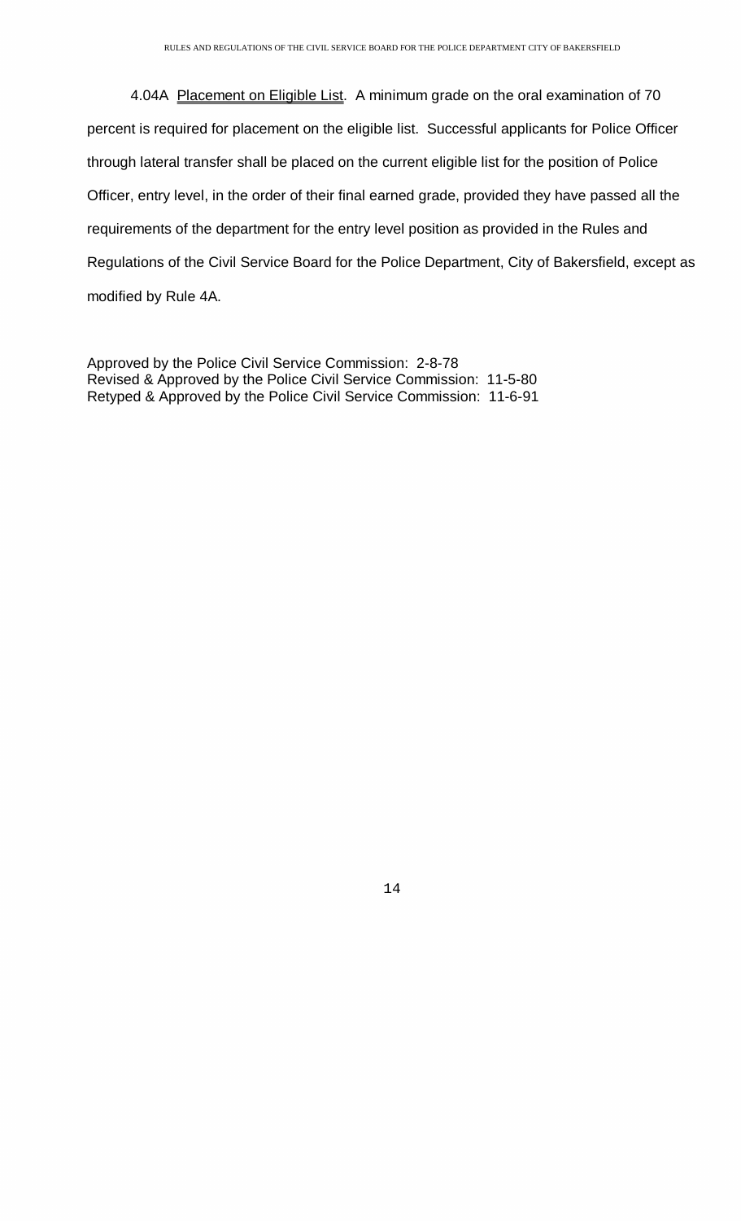4.04A <u>Placement on Eligible List</u>. A minimum grade on the oral examination of 70 percent is required for placement on the eligible list. Successful applicants for Police Officer through lateral transfer shall be placed on the current eligible list for the position of Police Officer, entry level, in the order of their final earned grade, provided they have passed all the requirements of the department for the entry level position as provided in the Rules and Regulations of the Civil Service Board for the Police Department, City of Bakersfield, except as modified by Rule 4A.

Approved by the Police Civil Service Commission: 2-8-78
Revised & Approved by the Police Civil Service Commission: 11-5-80
Retyped & Approved by the Police Civil Service Commission: 11-6-91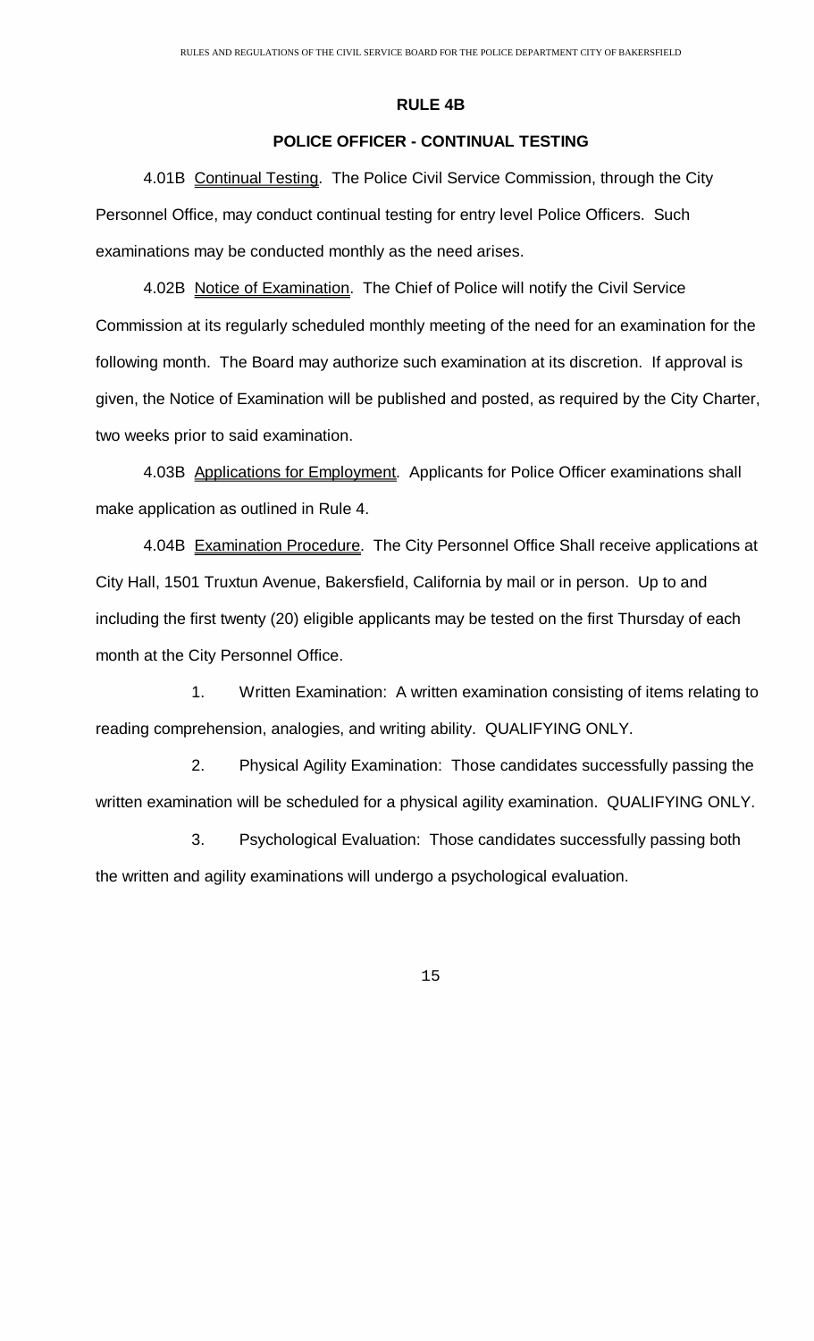# RULE 4B

## POLICE OFFICER - CONTINUAL TESTING

4.01B Continual Testing. The Police Civil Service Commission, through the City Personnel Office, may conduct continual testing for entry level Police Officers. Such examinations may be conducted monthly as the need arises.

4.02B Notice of Examination. The Chief of Police will notify the Civil Service Commission at its regularly scheduled monthly meeting of the need for an examination for the following month. The Board may authorize such examination at its discretion. If approval is given, the Notice of Examination will be published and posted, as required by the City Charter, two weeks prior to said examination.

4.03B Applications for Employment. Applicants for Police Officer examinations shall make application as outlined in Rule 4.

4.04B Examination Procedure. The City Personnel Office Shall receive applications at City Hall, 1501 Truxtun Avenue, Bakersfield, California by mail or in person. Up to and including the first twenty (20) eligible applicants may be tested on the first Thursday of each month at the City Personnel Office.

1. Written Examination: A written examination consisting of items relating to reading comprehension, analogies, and writing ability. QUALIFYING ONLY.

2. Physical Agility Examination: Those candidates successfully passing the written examination will be scheduled for a physical agility examination. QUALIFYING ONLY.

3. Psychological Evaluation: Those candidates successfully passing both the written and agility examinations will undergo a psychological evaluation.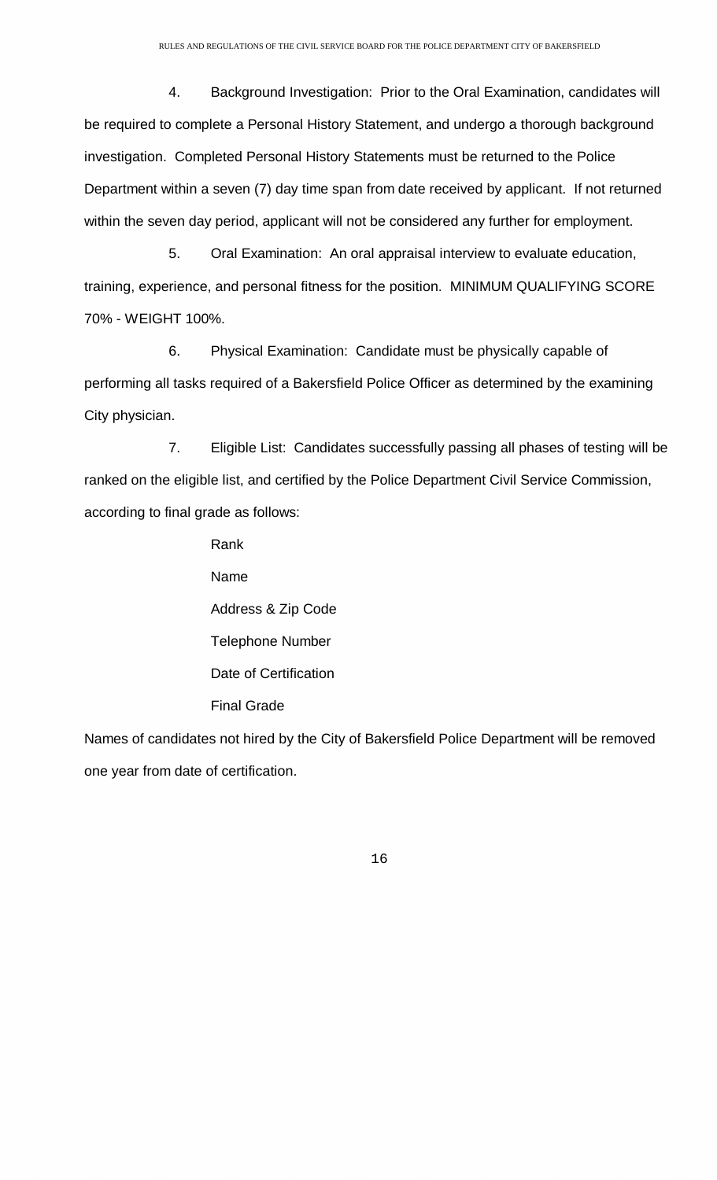4. Background Investigation: Prior to the Oral Examination, candidates will be required to complete a Personal History Statement, and undergo a thorough background investigation. Completed Personal History Statements must be returned to the Police Department within a seven (7) day time span from date received by applicant. If not returned within the seven day period, applicant will not be considered any further for employment.

5. Oral Examination: An oral appraisal interview to evaluate education, training, experience, and personal fitness for the position. MINIMUM QUALIFYING SCORE 70% - WEIGHT 100%.

6. Physical Examination: Candidate must be physically capable of performing all tasks required of a Bakersfield Police Officer as determined by the examining City physician.

7. Eligible List: Candidates successfully passing all phases of testing will be ranked on the eligible list, and certified by the Police Department Civil Service Commission, according to final grade as follows:

Rank

Name

Address & Zip Code

Telephone Number

Date of Certification

Final Grade

Names of candidates not hired by the City of Bakersfield Police Department will be removed one year from date of certification.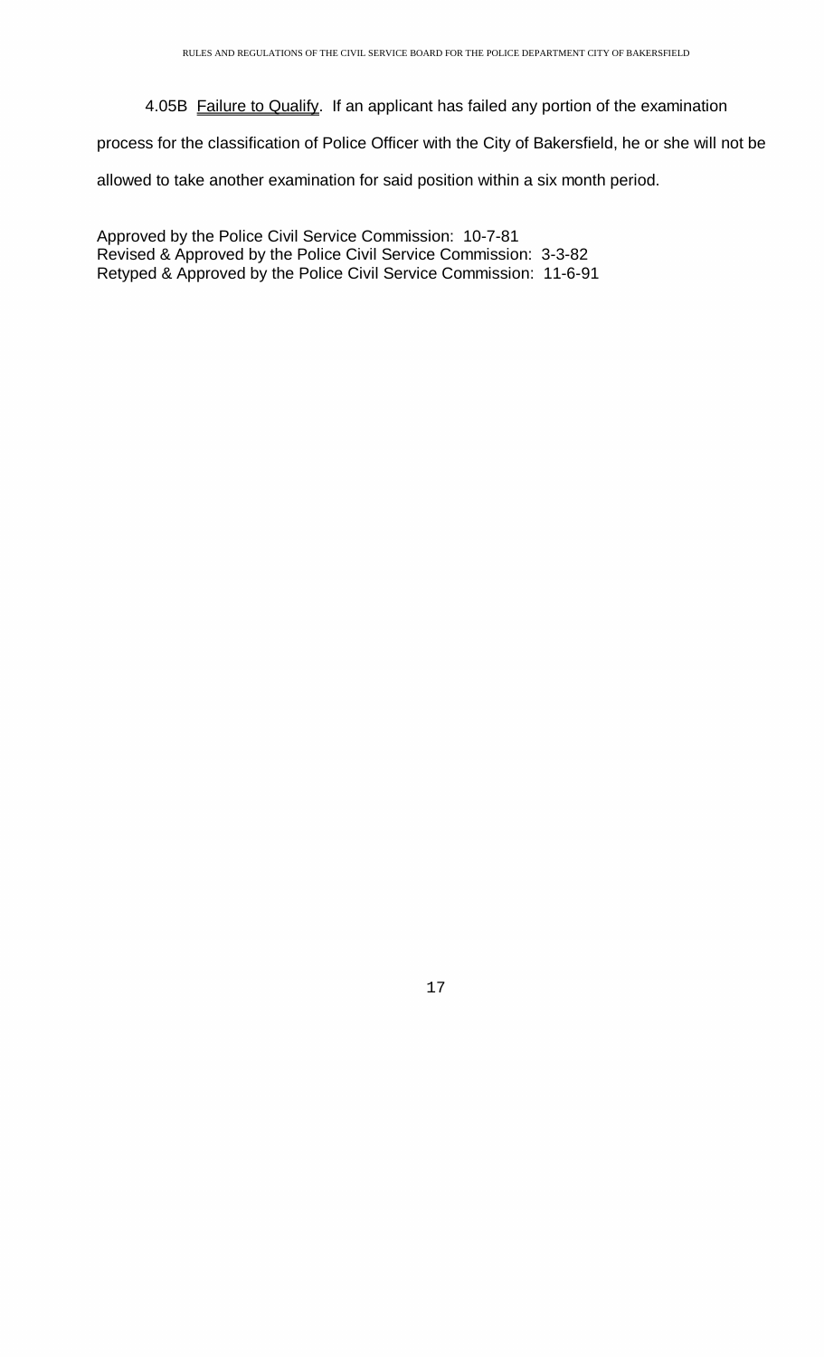4.05B <u>Failure to Qualify</u>. If an applicant has failed any portion of the examination process for the classification of Police Officer with the City of Bakersfield, he or she will not be allowed to take another examination for said position within a six month period.

Approved by the Police Civil Service Commission: 10-7-81
Revised & Approved by the Police Civil Service Commission: 3-3-82
Retyped & Approved by the Police Civil Service Commission: 11-6-91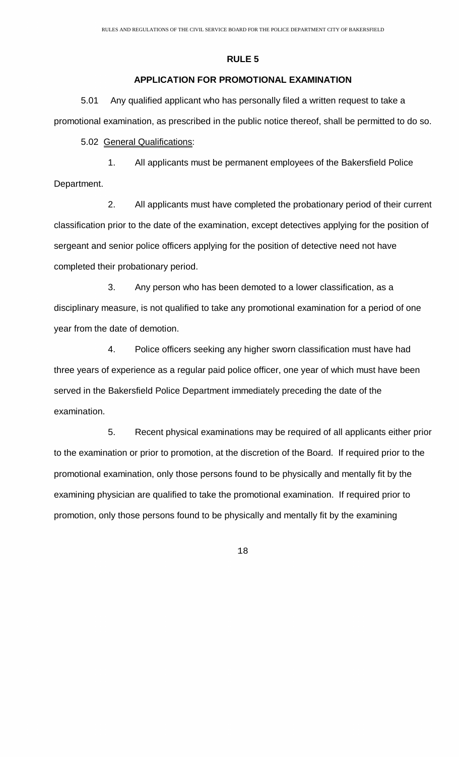# RULE 5

## APPLICATION FOR PROMOTIONAL EXAMINATION

5.01 Any qualified applicant who has personally filed a written request to take a promotional examination, as prescribed in the public notice thereof, shall be permitted to do so.

5.02 General Qualifications:

1. All applicants must be permanent employees of the Bakersfield Police Department.

2. All applicants must have completed the probationary period of their current classification prior to the date of the examination, except detectives applying for the position of sergeant and senior police officers applying for the position of detective need not have completed their probationary period.

3. Any person who has been demoted to a lower classification, as a disciplinary measure, is not qualified to take any promotional examination for a period of one year from the date of demotion.

4. Police officers seeking any higher sworn classification must have had three years of experience as a regular paid police officer, one year of which must have been served in the Bakersfield Police Department immediately preceding the date of the examination.

5. Recent physical examinations may be required of all applicants either prior to the examination or prior to promotion, at the discretion of the Board. If required prior to the promotional examination, only those persons found to be physically and mentally fit by the examining physician are qualified to take the promotional examination. If required prior to promotion, only those persons found to be physically and mentally fit by the examining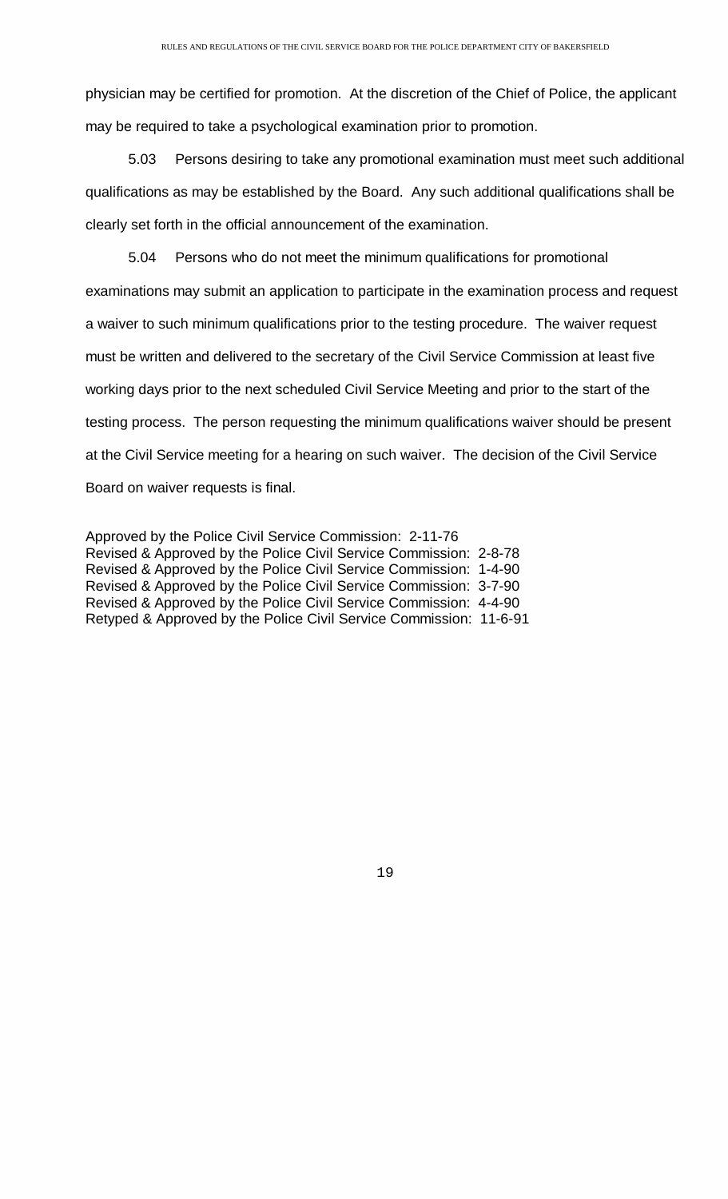physician may be certified for promotion. At the discretion of the Chief of Police, the applicant may be required to take a psychological examination prior to promotion.

5.03 Persons desiring to take any promotional examination must meet such additional qualifications as may be established by the Board. Any such additional qualifications shall be clearly set forth in the official announcement of the examination.

5.04 Persons who do not meet the minimum qualifications for promotional examinations may submit an application to participate in the examination process and request a waiver to such minimum qualifications prior to the testing procedure. The waiver request must be written and delivered to the secretary of the Civil Service Commission at least five working days prior to the next scheduled Civil Service Meeting and prior to the start of the testing process. The person requesting the minimum qualifications waiver should be present at the Civil Service meeting for a hearing on such waiver. The decision of the Civil Service Board on waiver requests is final.

Approved by the Police Civil Service Commission: 2-11-76
Revised & Approved by the Police Civil Service Commission: 2-8-78
Revised & Approved by the Police Civil Service Commission: 1-4-90
Revised & Approved by the Police Civil Service Commission: 3-7-90
Revised & Approved by the Police Civil Service Commission: 4-4-90
Retyped & Approved by the Police Civil Service Commission: 11-6-91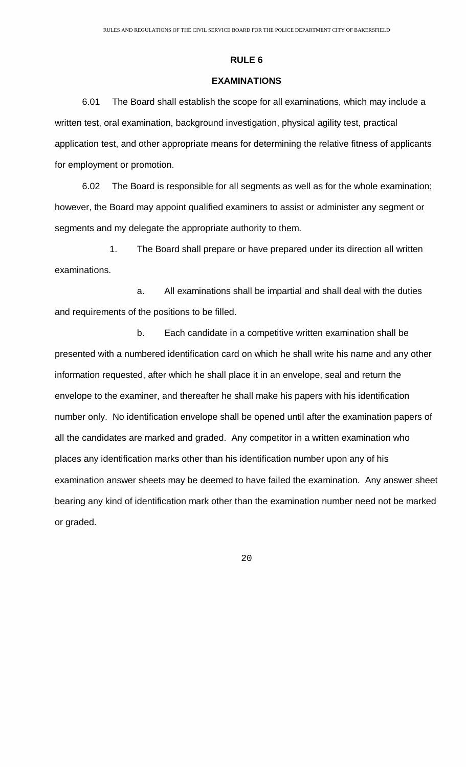## RULE 6

## EXAMINATIONS

6.01 The Board shall establish the scope for all examinations, which may include a written test, oral examination, background investigation, physical agility test, practical application test, and other appropriate means for determining the relative fitness of applicants for employment or promotion.

6.02 The Board is responsible for all segments as well as for the whole examination; however, the Board may appoint qualified examiners to assist or administer any segment or segments and my delegate the appropriate authority to them.

1. The Board shall prepare or have prepared under its direction all written examinations.

    a. All examinations shall be impartial and shall deal with the duties and requirements of the positions to be filled.

    b. Each candidate in a competitive written examination shall be presented with a numbered identification card on which he shall write his name and any other information requested, after which he shall place it in an envelope, seal and return the envelope to the examiner, and thereafter he shall make his papers with his identification number only. No identification envelope shall be opened until after the examination papers of all the candidates are marked and graded. Any competitor in a written examination who places any identification marks other than his identification number upon any of his examination answer sheets may be deemed to have failed the examination. Any answer sheet bearing any kind of identification mark other than the examination number need not be marked or graded.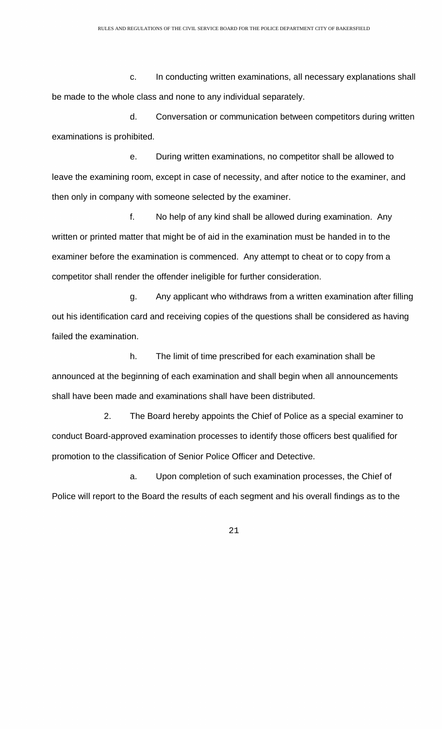c. In conducting written examinations, all necessary explanations shall be made to the whole class and none to any individual separately.

d. Conversation or communication between competitors during written examinations is prohibited.

e. During written examinations, no competitor shall be allowed to leave the examining room, except in case of necessity, and after notice to the examiner, and then only in company with someone selected by the examiner.

f. No help of any kind shall be allowed during examination. Any written or printed matter that might be of aid in the examination must be handed in to the examiner before the examination is commenced. Any attempt to cheat or to copy from a competitor shall render the offender ineligible for further consideration.

g. Any applicant who withdraws from a written examination after filling out his identification card and receiving copies of the questions shall be considered as having failed the examination.

h. The limit of time prescribed for each examination shall be announced at the beginning of each examination and shall begin when all announcements shall have been made and examinations shall have been distributed.

2. The Board hereby appoints the Chief of Police as a special examiner to conduct Board-approved examination processes to identify those officers best qualified for promotion to the classification of Senior Police Officer and Detective.

a. Upon completion of such examination processes, the Chief of Police will report to the Board the results of each segment and his overall findings as to the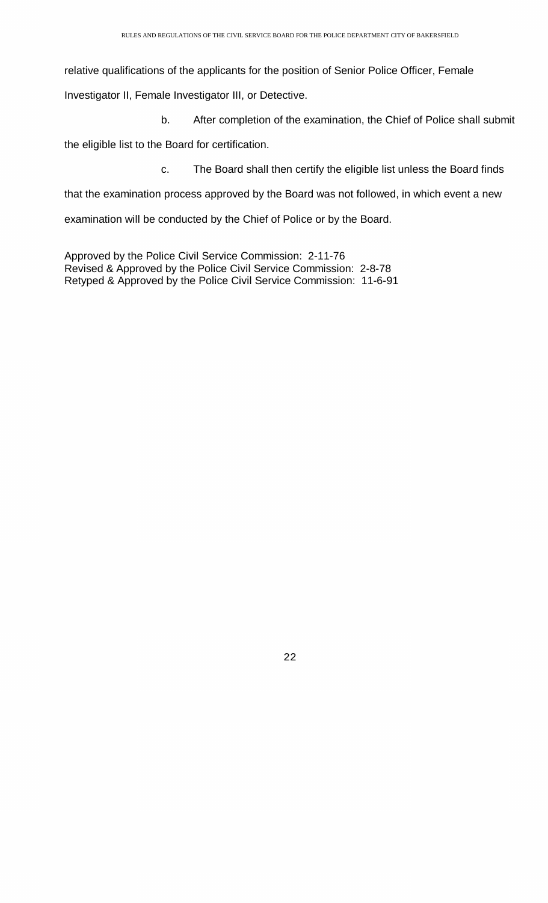relative qualifications of the applicants for the position of Senior Police Officer, Female Investigator II, Female Investigator III, or Detective.

b. After completion of the examination, the Chief of Police shall submit the eligible list to the Board for certification.

c. The Board shall then certify the eligible list unless the Board finds that the examination process approved by the Board was not followed, in which event a new examination will be conducted by the Chief of Police or by the Board.

Approved by the Police Civil Service Commission: 2-11-76
Revised & Approved by the Police Civil Service Commission: 2-8-78
Retyped & Approved by the Police Civil Service Commission: 11-6-91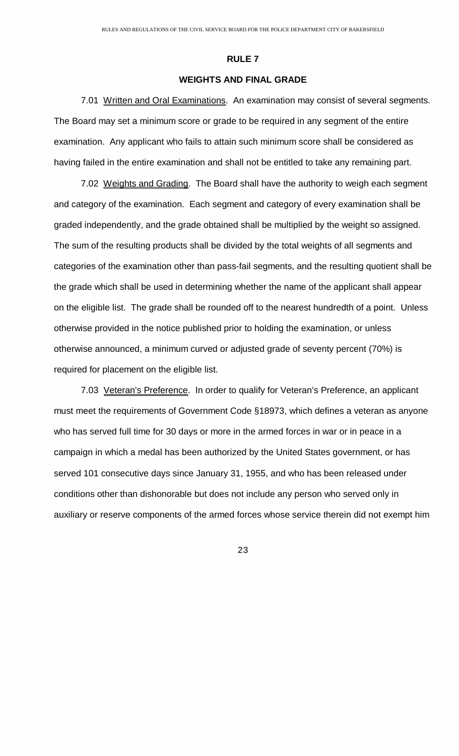# RULE 7

## WEIGHTS AND FINAL GRADE

7.01 Written and Oral Examinations. An examination may consist of several segments. The Board may set a minimum score or grade to be required in any segment of the entire examination. Any applicant who fails to attain such minimum score shall be considered as having failed in the entire examination and shall not be entitled to take any remaining part.

7.02 Weights and Grading. The Board shall have the authority to weigh each segment and category of the examination. Each segment and category of every examination shall be graded independently, and the grade obtained shall be multiplied by the weight so assigned. The sum of the resulting products shall be divided by the total weights of all segments and categories of the examination other than pass-fail segments, and the resulting quotient shall be the grade which shall be used in determining whether the name of the applicant shall appear on the eligible list. The grade shall be rounded off to the nearest hundredth of a point. Unless otherwise provided in the notice published prior to holding the examination, or unless otherwise announced, a minimum curved or adjusted grade of seventy percent (70%) is required for placement on the eligible list.

7.03 Veteran's Preference. In order to qualify for Veteran's Preference, an applicant must meet the requirements of Government Code §18973, which defines a veteran as anyone who has served full time for 30 days or more in the armed forces in war or in peace in a campaign in which a medal has been authorized by the United States government, or has served 101 consecutive days since January 31, 1955, and who has been released under conditions other than dishonorable but does not include any person who served only in auxiliary or reserve components of the armed forces whose service therein did not exempt him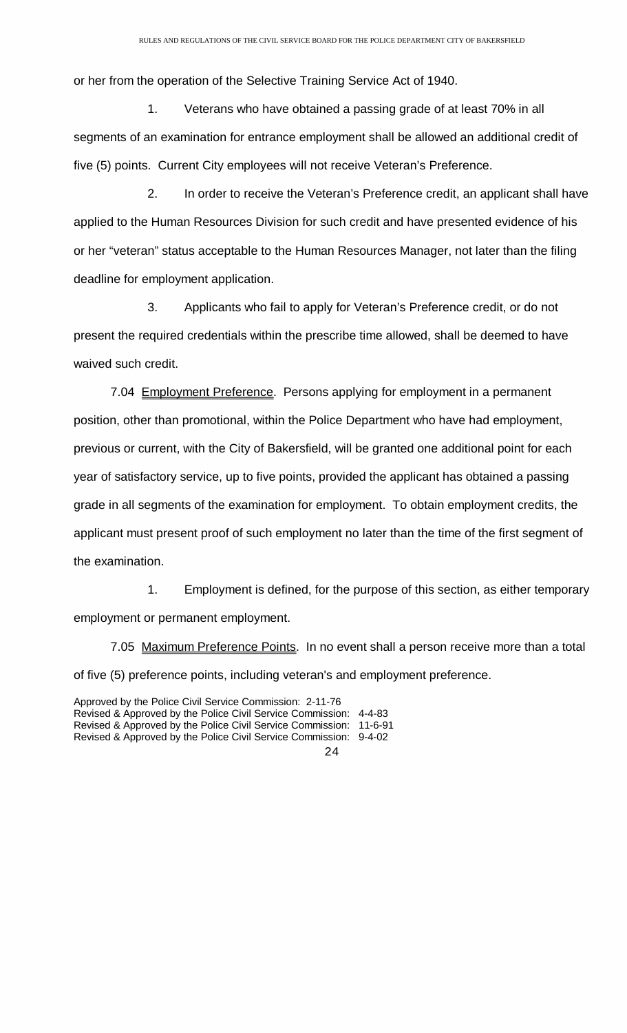or her from the operation of the Selective Training Service Act of 1940.

1. Veterans who have obtained a passing grade of at least 70% in all segments of an examination for entrance employment shall be allowed an additional credit of five (5) points. Current City employees will not receive Veteran's Preference.

2. In order to receive the Veteran's Preference credit, an applicant shall have applied to the Human Resources Division for such credit and have presented evidence of his or her "veteran" status acceptable to the Human Resources Manager, not later than the filing deadline for employment application.

3. Applicants who fail to apply for Veteran's Preference credit, or do not present the required credentials within the prescribe time allowed, shall be deemed to have waived such credit.

7.04 Employment Preference. Persons applying for employment in a permanent position, other than promotional, within the Police Department who have had employment, previous or current, with the City of Bakersfield, will be granted one additional point for each year of satisfactory service, up to five points, provided the applicant has obtained a passing grade in all segments of the examination for employment. To obtain employment credits, the applicant must present proof of such employment no later than the time of the first segment of the examination.

1. Employment is defined, for the purpose of this section, as either temporary employment or permanent employment.

7.05 Maximum Preference Points. In no event shall a person receive more than a total of five (5) preference points, including veteran's and employment preference.

Approved by the Police Civil Service Commission: 2-11-76
Revised & Approved by the Police Civil Service Commission: 4-4-83
Revised & Approved by the Police Civil Service Commission: 11-6-91
Revised & Approved by the Police Civil Service Commission: 9-4-02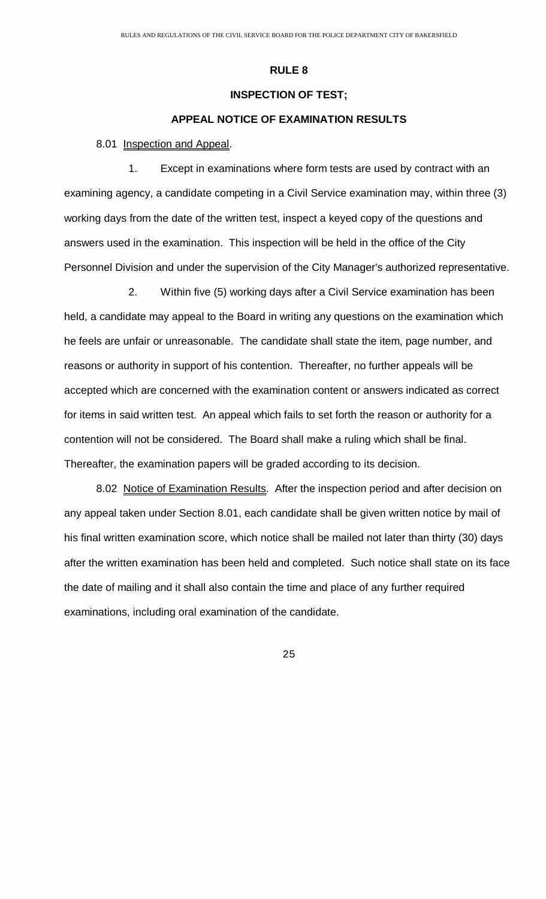# RULE 8

## INSPECTION OF TEST;

## APPEAL NOTICE OF EXAMINATION RESULTS

8.01 Inspection and Appeal.

1. Except in examinations where form tests are used by contract with an examining agency, a candidate competing in a Civil Service examination may, within three (3) working days from the date of the written test, inspect a keyed copy of the questions and answers used in the examination. This inspection will be held in the office of the City Personnel Division and under the supervision of the City Manager's authorized representative.

2. Within five (5) working days after a Civil Service examination has been held, a candidate may appeal to the Board in writing any questions on the examination which he feels are unfair or unreasonable. The candidate shall state the item, page number, and reasons or authority in support of his contention. Thereafter, no further appeals will be accepted which are concerned with the examination content or answers indicated as correct for items in said written test. An appeal which fails to set forth the reason or authority for a contention will not be considered. The Board shall make a ruling which shall be final. Thereafter, the examination papers will be graded according to its decision.

8.02 Notice of Examination Results. After the inspection period and after decision on any appeal taken under Section 8.01, each candidate shall be given written notice by mail of his final written examination score, which notice shall be mailed not later than thirty (30) days after the written examination has been held and completed. Such notice shall state on its face the date of mailing and it shall also contain the time and place of any further required examinations, including oral examination of the candidate.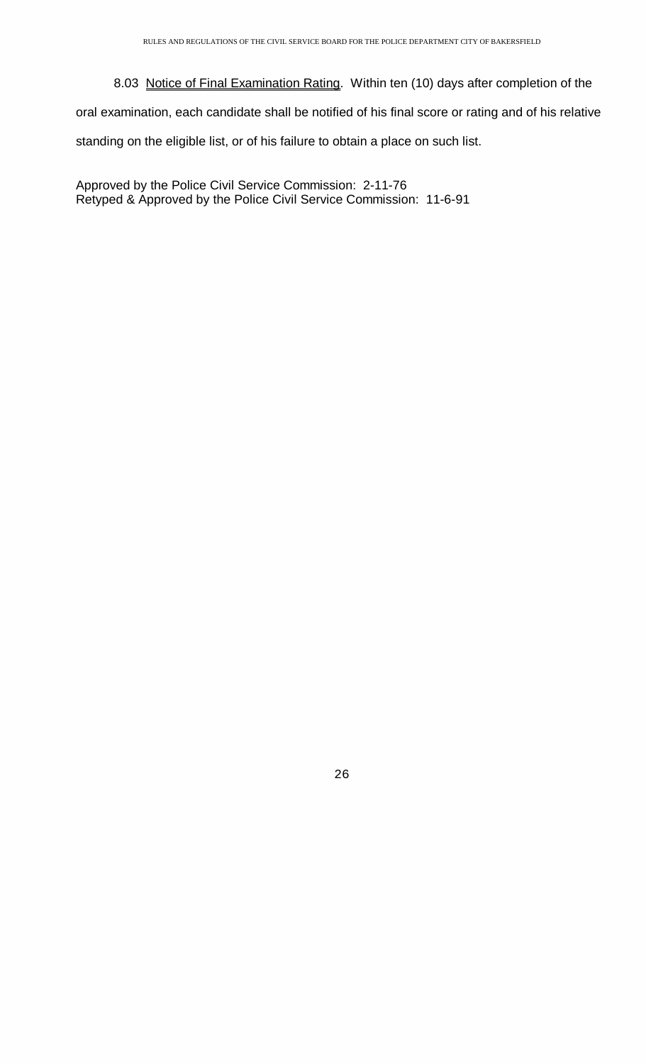8.03 <u>Notice of Final Examination Rating</u>. Within ten (10) days after completion of the oral examination, each candidate shall be notified of his final score or rating and of his relative standing on the eligible list, or of his failure to obtain a place on such list.

Approved by the Police Civil Service Commission: 2-11-76
Retyped & Approved by the Police Civil Service Commission: 11-6-91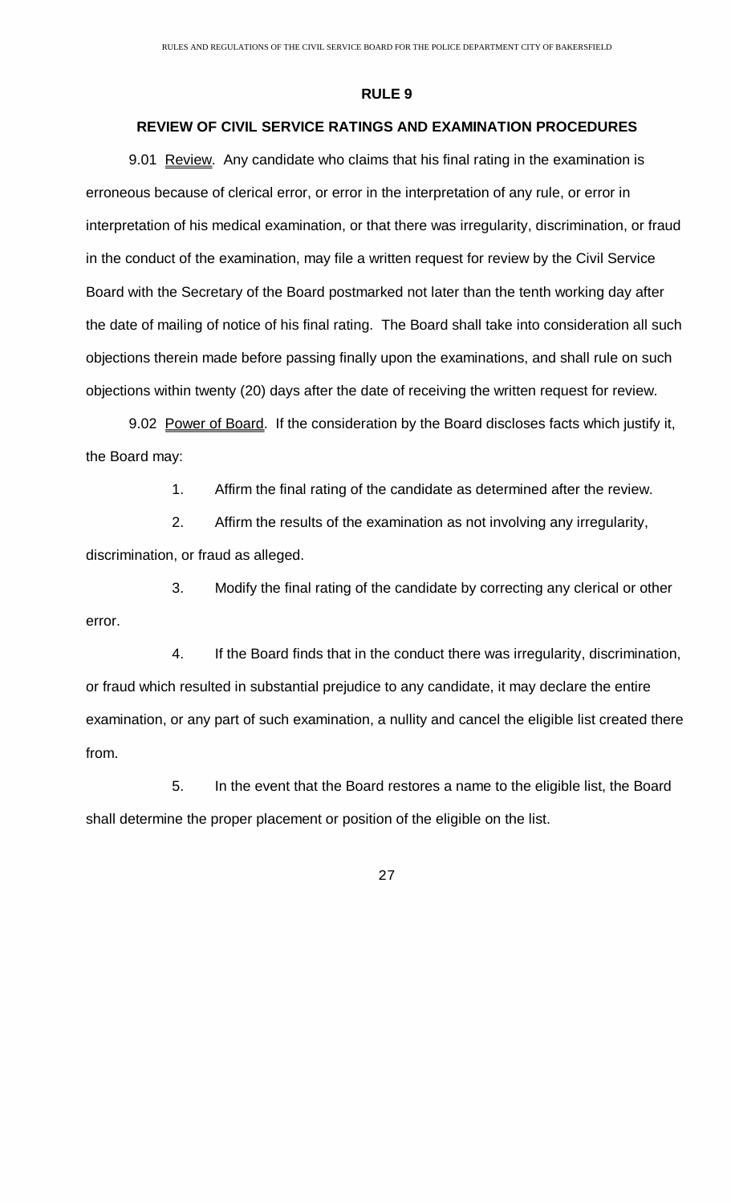# RULE 9

## REVIEW OF CIVIL SERVICE RATINGS AND EXAMINATION PROCEDURES

9.01 Review. Any candidate who claims that his final rating in the examination is erroneous because of clerical error, or error in the interpretation of any rule, or error in interpretation of his medical examination, or that there was irregularity, discrimination, or fraud in the conduct of the examination, may file a written request for review by the Civil Service Board with the Secretary of the Board postmarked not later than the tenth working day after the date of mailing of notice of his final rating. The Board shall take into consideration all such objections therein made before passing finally upon the examinations, and shall rule on such objections within twenty (20) days after the date of receiving the written request for review.

9.02 Power of Board. If the consideration by the Board discloses facts which justify it, the Board may:

1. Affirm the final rating of the candidate as determined after the review.

2. Affirm the results of the examination as not involving any irregularity, discrimination, or fraud as alleged.

3. Modify the final rating of the candidate by correcting any clerical or other error.

4. If the Board finds that in the conduct there was irregularity, discrimination, or fraud which resulted in substantial prejudice to any candidate, it may declare the entire examination, or any part of such examination, a nullity and cancel the eligible list created there from.

5. In the event that the Board restores a name to the eligible list, the Board shall determine the proper placement or position of the eligible on the list.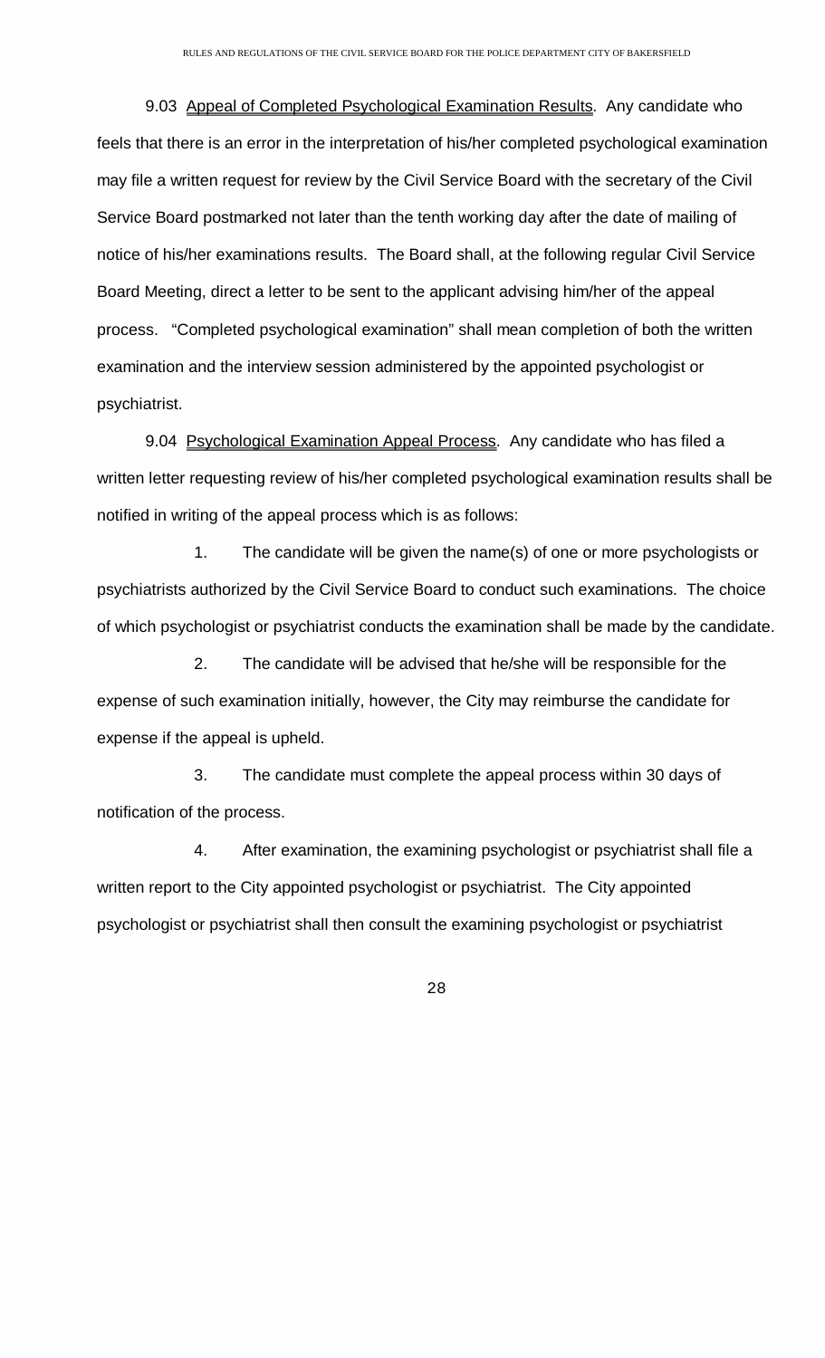9.03 Appeal of Completed Psychological Examination Results. Any candidate who feels that there is an error in the interpretation of his/her completed psychological examination may file a written request for review by the Civil Service Board with the secretary of the Civil Service Board postmarked not later than the tenth working day after the date of mailing of notice of his/her examinations results. The Board shall, at the following regular Civil Service Board Meeting, direct a letter to be sent to the applicant advising him/her of the appeal process. "Completed psychological examination" shall mean completion of both the written examination and the interview session administered by the appointed psychologist or psychiatrist.

9.04 Psychological Examination Appeal Process. Any candidate who has filed a written letter requesting review of his/her completed psychological examination results shall be notified in writing of the appeal process which is as follows:

1. The candidate will be given the name(s) of one or more psychologists or psychiatrists authorized by the Civil Service Board to conduct such examinations. The choice of which psychologist or psychiatrist conducts the examination shall be made by the candidate.

2. The candidate will be advised that he/she will be responsible for the expense of such examination initially, however, the City may reimburse the candidate for expense if the appeal is upheld.

3. The candidate must complete the appeal process within 30 days of notification of the process.

4. After examination, the examining psychologist or psychiatrist shall file a written report to the City appointed psychologist or psychiatrist. The City appointed psychologist or psychiatrist shall then consult the examining psychologist or psychiatrist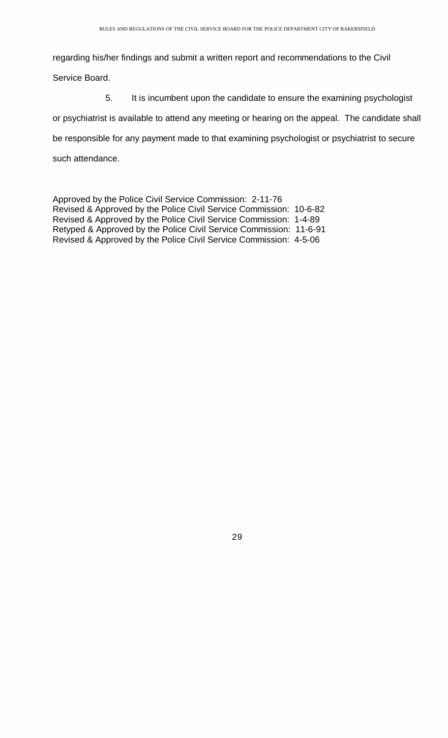regarding his/her findings and submit a written report and recommendations to the Civil Service Board.

5. It is incumbent upon the candidate to ensure the examining psychologist or psychiatrist is available to attend any meeting or hearing on the appeal. The candidate shall be responsible for any payment made to that examining psychologist or psychiatrist to secure such attendance.

Approved by the Police Civil Service Commission: 2-11-76
Revised & Approved by the Police Civil Service Commission: 10-6-82
Revised & Approved by the Police Civil Service Commission: 1-4-89
Retyped & Approved by the Police Civil Service Commission: 11-6-91
Revised & Approved by the Police Civil Service Commission: 4-5-06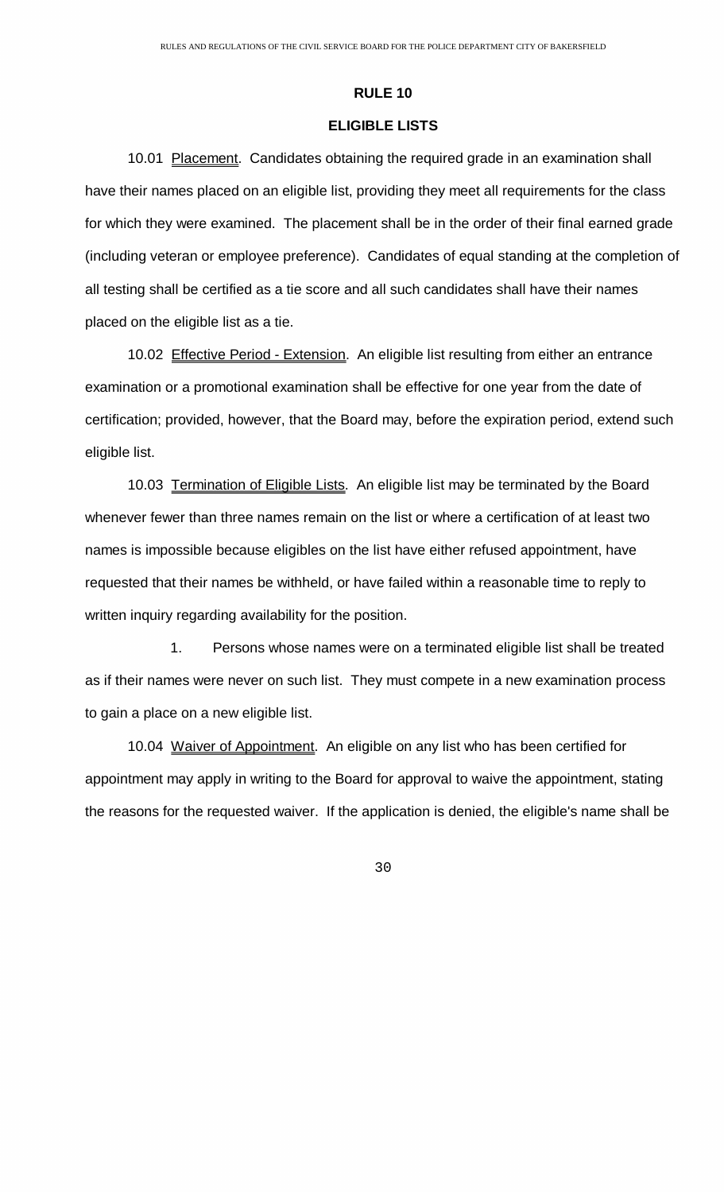# RULE 10

## ELIGIBLE LISTS

10.01 Placement. Candidates obtaining the required grade in an examination shall have their names placed on an eligible list, providing they meet all requirements for the class for which they were examined. The placement shall be in the order of their final earned grade (including veteran or employee preference). Candidates of equal standing at the completion of all testing shall be certified as a tie score and all such candidates shall have their names placed on the eligible list as a tie.

10.02 Effective Period - Extension. An eligible list resulting from either an entrance examination or a promotional examination shall be effective for one year from the date of certification; provided, however, that the Board may, before the expiration period, extend such eligible list.

10.03 Termination of Eligible Lists. An eligible list may be terminated by the Board whenever fewer than three names remain on the list or where a certification of at least two names is impossible because eligibles on the list have either refused appointment, have requested that their names be withheld, or have failed within a reasonable time to reply to written inquiry regarding availability for the position.

1. Persons whose names were on a terminated eligible list shall be treated as if their names were never on such list. They must compete in a new examination process to gain a place on a new eligible list.

10.04 Waiver of Appointment. An eligible on any list who has been certified for appointment may apply in writing to the Board for approval to waive the appointment, stating the reasons for the requested waiver. If the application is denied, the eligible's name shall be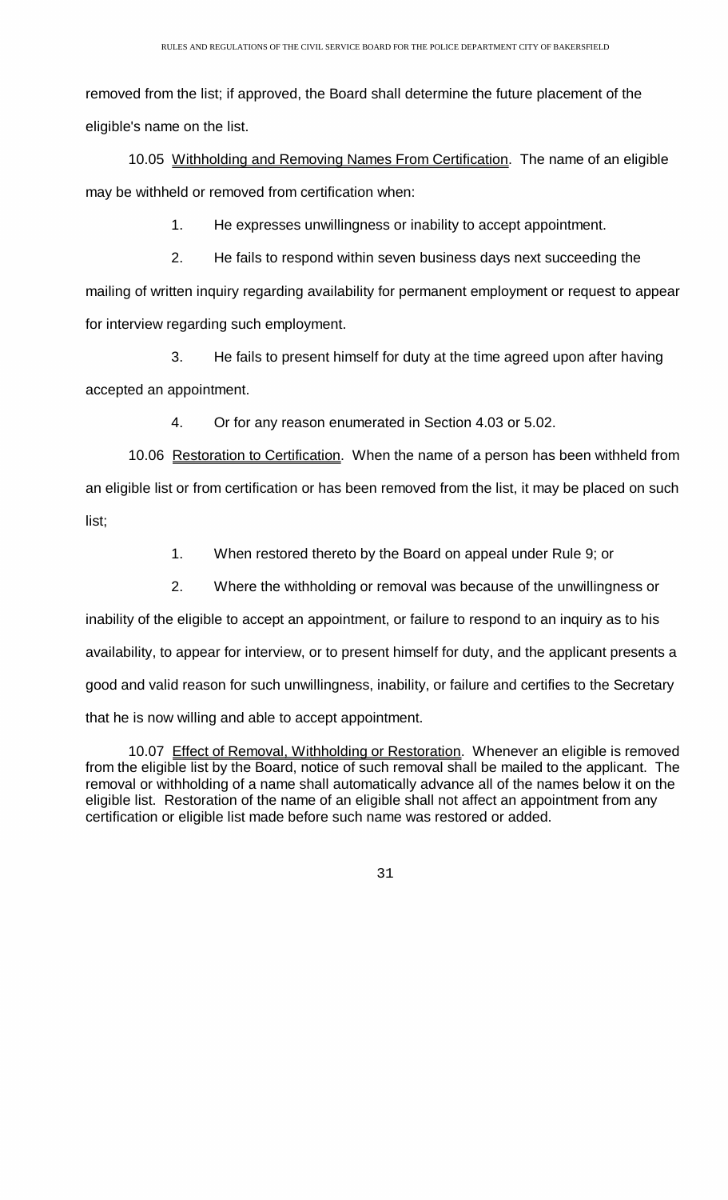removed from the list; if approved, the Board shall determine the future placement of the eligible's name on the list.

10.05 Withholding and Removing Names From Certification. The name of an eligible may be withheld or removed from certification when:

1. He expresses unwillingness or inability to accept appointment.

2. He fails to respond within seven business days next succeeding the mailing of written inquiry regarding availability for permanent employment or request to appear for interview regarding such employment.

3. He fails to present himself for duty at the time agreed upon after having accepted an appointment.

4. Or for any reason enumerated in Section 4.03 or 5.02.

10.06 Restoration to Certification. When the name of a person has been withheld from an eligible list or from certification or has been removed from the list, it may be placed on such list;

1. When restored thereto by the Board on appeal under Rule 9; or

2. Where the withholding or removal was because of the unwillingness or inability of the eligible to accept an appointment, or failure to respond to an inquiry as to his availability, to appear for interview, or to present himself for duty, and the applicant presents a good and valid reason for such unwillingness, inability, or failure and certifies to the Secretary that he is now willing and able to accept appointment.

10.07 Effect of Removal, Withholding or Restoration. Whenever an eligible is removed from the eligible list by the Board, notice of such removal shall be mailed to the applicant. The removal or withholding of a name shall automatically advance all of the names below it on the eligible list. Restoration of the name of an eligible shall not affect an appointment from any certification or eligible list made before such name was restored or added.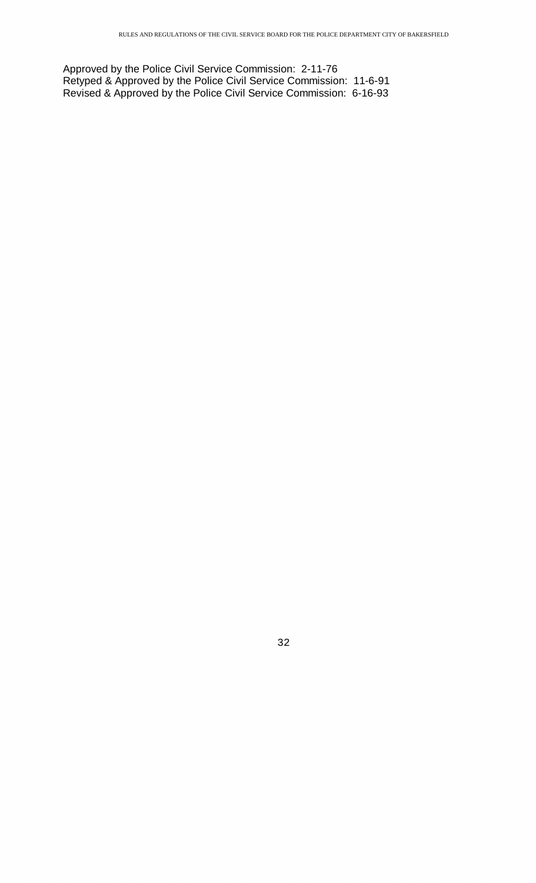Approved by the Police Civil Service Commission: 2-11-76
Retyped & Approved by the Police Civil Service Commission: 11-6-91
Revised & Approved by the Police Civil Service Commission: 6-16-93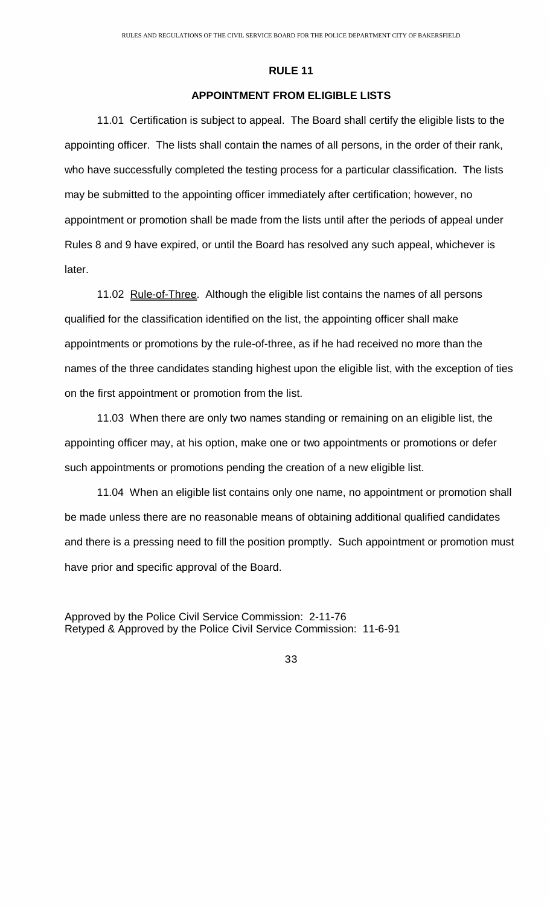# RULE 11

## APPOINTMENT FROM ELIGIBLE LISTS

11.01 Certification is subject to appeal. The Board shall certify the eligible lists to the appointing officer. The lists shall contain the names of all persons, in the order of their rank, who have successfully completed the testing process for a particular classification. The lists may be submitted to the appointing officer immediately after certification; however, no appointment or promotion shall be made from the lists until after the periods of appeal under Rules 8 and 9 have expired, or until the Board has resolved any such appeal, whichever is later.

11.02 Rule-of-Three. Although the eligible list contains the names of all persons qualified for the classification identified on the list, the appointing officer shall make appointments or promotions by the rule-of-three, as if he had received no more than the names of the three candidates standing highest upon the eligible list, with the exception of ties on the first appointment or promotion from the list.

11.03 When there are only two names standing or remaining on an eligible list, the appointing officer may, at his option, make one or two appointments or promotions or defer such appointments or promotions pending the creation of a new eligible list.

11.04 When an eligible list contains only one name, no appointment or promotion shall be made unless there are no reasonable means of obtaining additional qualified candidates and there is a pressing need to fill the position promptly. Such appointment or promotion must have prior and specific approval of the Board.

Approved by the Police Civil Service Commission: 2-11-76
Retyped & Approved by the Police Civil Service Commission: 11-6-91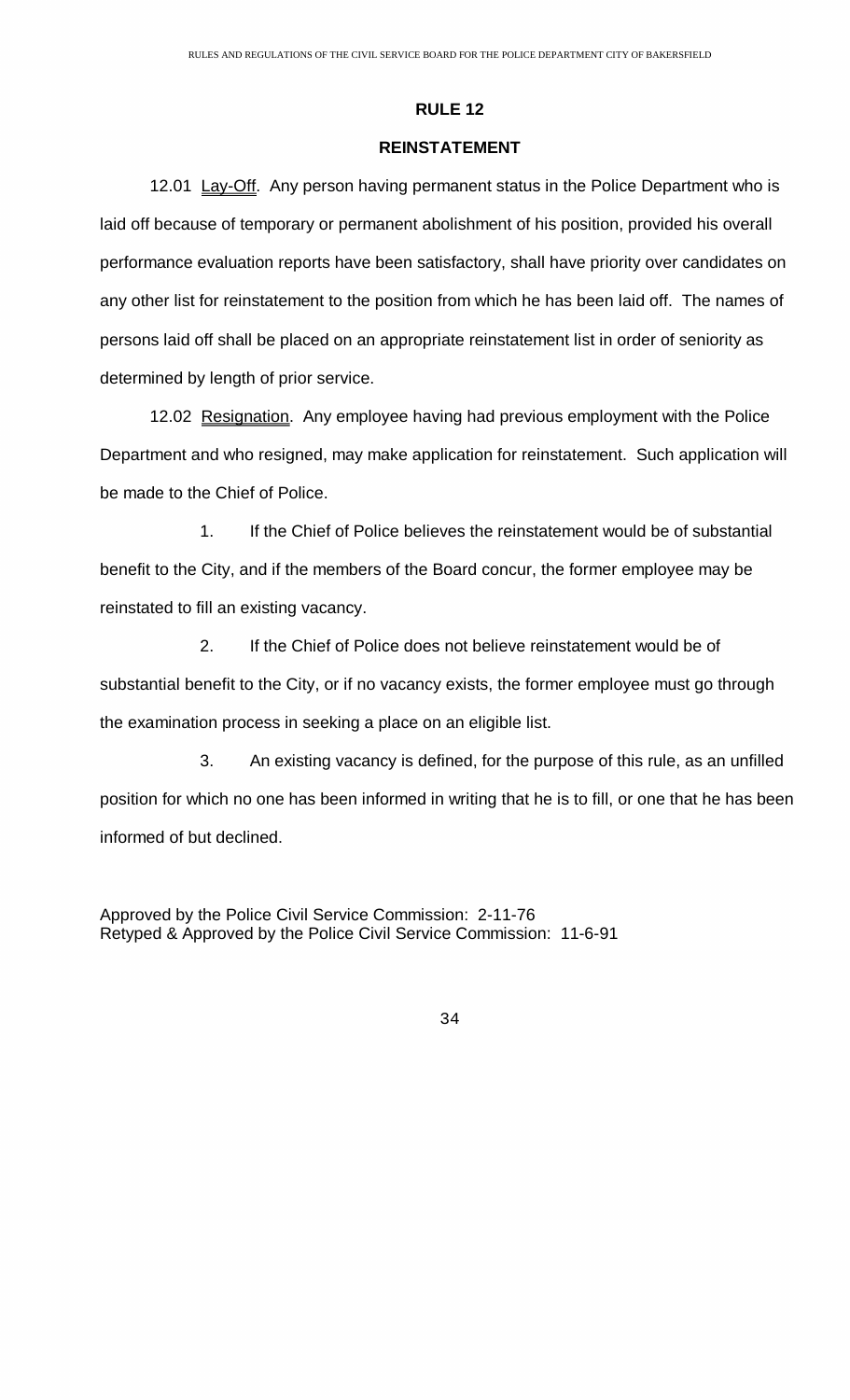# RULE 12

## REINSTATEMENT

12.01 Lay-Off. Any person having permanent status in the Police Department who is laid off because of temporary or permanent abolishment of his position, provided his overall performance evaluation reports have been satisfactory, shall have priority over candidates on any other list for reinstatement to the position from which he has been laid off. The names of persons laid off shall be placed on an appropriate reinstatement list in order of seniority as determined by length of prior service.

12.02 Resignation. Any employee having had previous employment with the Police Department and who resigned, may make application for reinstatement. Such application will be made to the Chief of Police.

1. If the Chief of Police believes the reinstatement would be of substantial benefit to the City, and if the members of the Board concur, the former employee may be reinstated to fill an existing vacancy.

2. If the Chief of Police does not believe reinstatement would be of substantial benefit to the City, or if no vacancy exists, the former employee must go through the examination process in seeking a place on an eligible list.

3. An existing vacancy is defined, for the purpose of this rule, as an unfilled position for which no one has been informed in writing that he is to fill, or one that he has been informed of but declined.

Approved by the Police Civil Service Commission: 2-11-76
Retyped & Approved by the Police Civil Service Commission: 11-6-91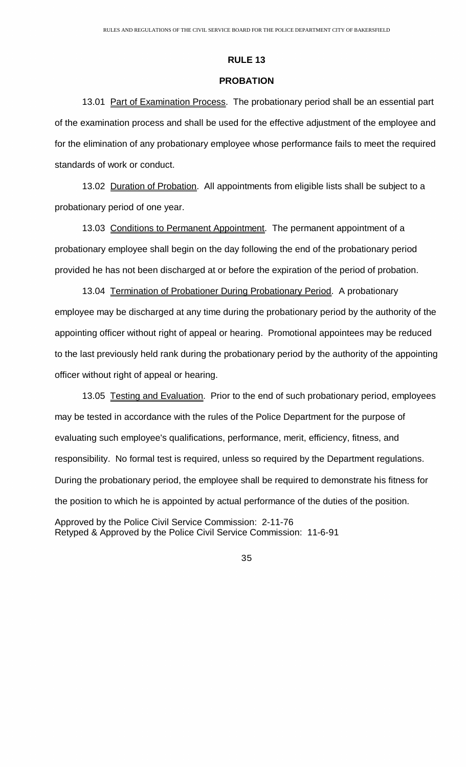## RULE 13

### PROBATION

13.01 Part of Examination Process. The probationary period shall be an essential part of the examination process and shall be used for the effective adjustment of the employee and for the elimination of any probationary employee whose performance fails to meet the required standards of work or conduct.

13.02 Duration of Probation. All appointments from eligible lists shall be subject to a probationary period of one year.

13.03 Conditions to Permanent Appointment. The permanent appointment of a probationary employee shall begin on the day following the end of the probationary period provided he has not been discharged at or before the expiration of the period of probation.

13.04 Termination of Probationer During Probationary Period. A probationary employee may be discharged at any time during the probationary period by the authority of the appointing officer without right of appeal or hearing. Promotional appointees may be reduced to the last previously held rank during the probationary period by the authority of the appointing officer without right of appeal or hearing.

13.05 Testing and Evaluation. Prior to the end of such probationary period, employees may be tested in accordance with the rules of the Police Department for the purpose of evaluating such employee's qualifications, performance, merit, efficiency, fitness, and responsibility. No formal test is required, unless so required by the Department regulations. During the probationary period, the employee shall be required to demonstrate his fitness for the position to which he is appointed by actual performance of the duties of the position.

Approved by the Police Civil Service Commission: 2-11-76
Retyped & Approved by the Police Civil Service Commission: 11-6-91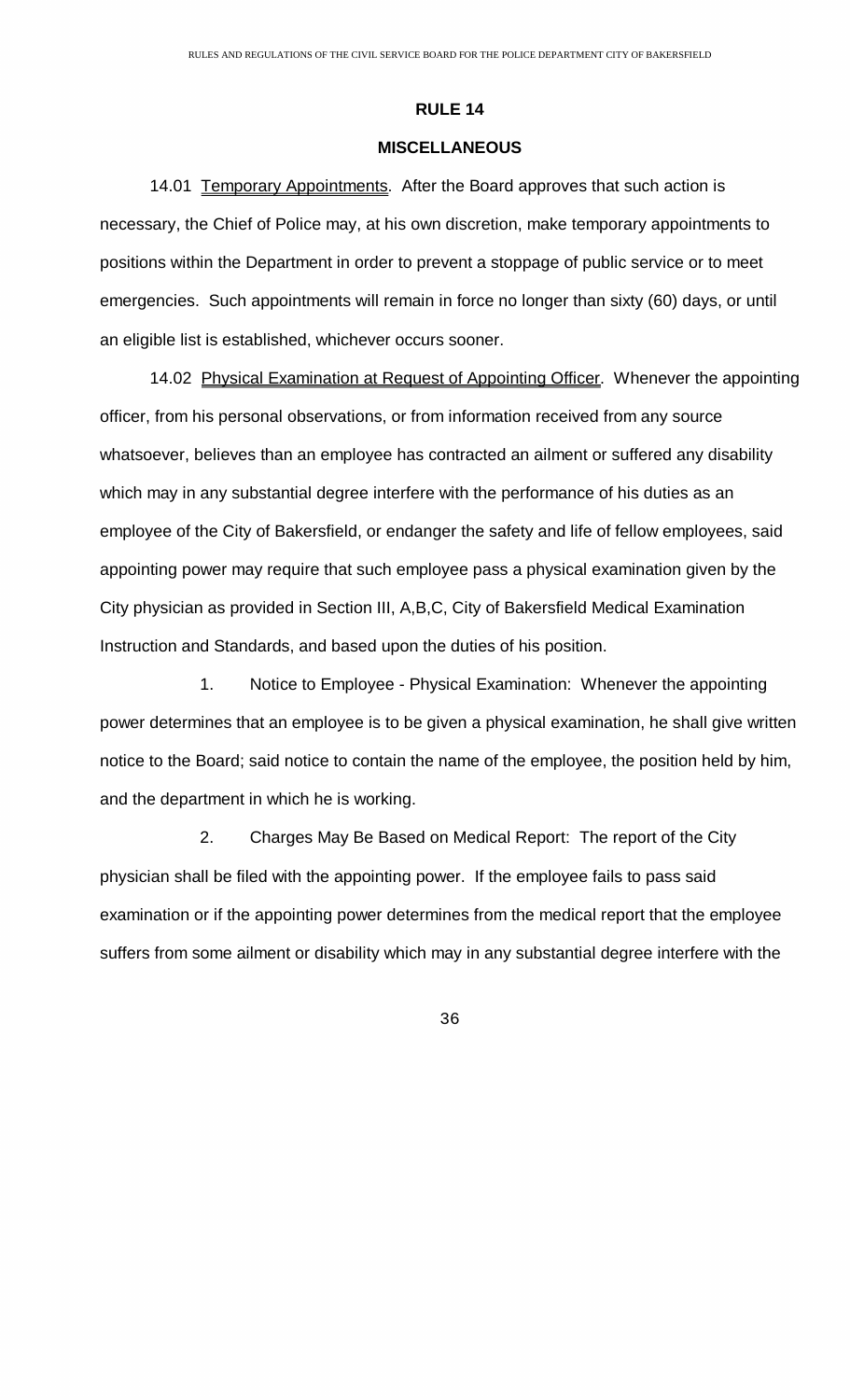## RULE 14

### MISCELLANEOUS

14.01 Temporary Appointments. After the Board approves that such action is necessary, the Chief of Police may, at his own discretion, make temporary appointments to positions within the Department in order to prevent a stoppage of public service or to meet emergencies. Such appointments will remain in force no longer than sixty (60) days, or until an eligible list is established, whichever occurs sooner.

14.02 Physical Examination at Request of Appointing Officer. Whenever the appointing officer, from his personal observations, or from information received from any source whatsoever, believes than an employee has contracted an ailment or suffered any disability which may in any substantial degree interfere with the performance of his duties as an employee of the City of Bakersfield, or endanger the safety and life of fellow employees, said appointing power may require that such employee pass a physical examination given by the City physician as provided in Section III, A,B,C, City of Bakersfield Medical Examination Instruction and Standards, and based upon the duties of his position.

1. Notice to Employee - Physical Examination: Whenever the appointing power determines that an employee is to be given a physical examination, he shall give written notice to the Board; said notice to contain the name of the employee, the position held by him, and the department in which he is working.

2. Charges May Be Based on Medical Report: The report of the City physician shall be filed with the appointing power. If the employee fails to pass said examination or if the appointing power determines from the medical report that the employee suffers from some ailment or disability which may in any substantial degree interfere with the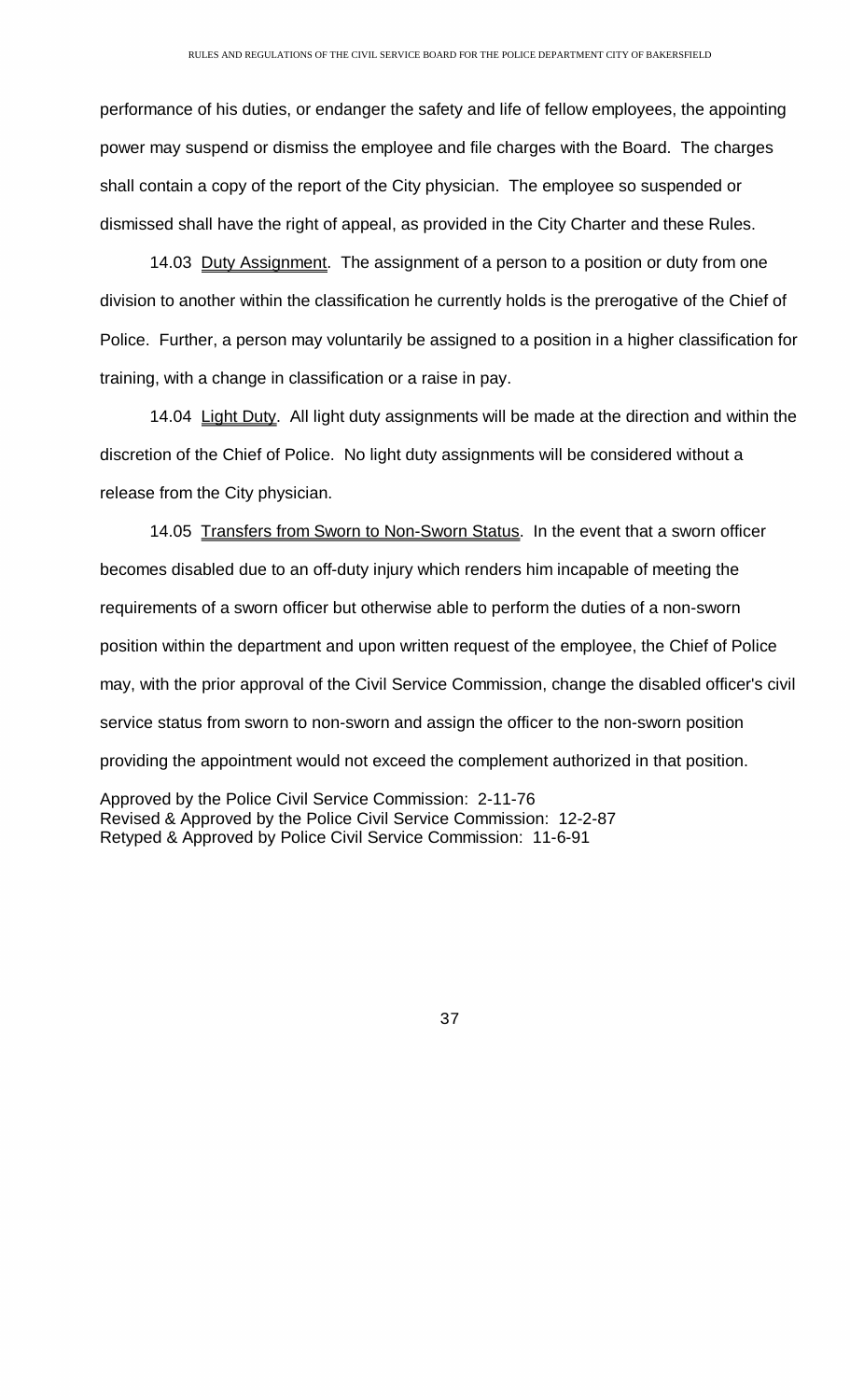performance of his duties, or endanger the safety and life of fellow employees, the appointing power may suspend or dismiss the employee and file charges with the Board. The charges shall contain a copy of the report of the City physician. The employee so suspended or dismissed shall have the right of appeal, as provided in the City Charter and these Rules.

14.03 Duty Assignment. The assignment of a person to a position or duty from one division to another within the classification he currently holds is the prerogative of the Chief of Police. Further, a person may voluntarily be assigned to a position in a higher classification for training, with a change in classification or a raise in pay.

14.04 Light Duty. All light duty assignments will be made at the direction and within the discretion of the Chief of Police. No light duty assignments will be considered without a release from the City physician.

14.05 Transfers from Sworn to Non-Sworn Status. In the event that a sworn officer becomes disabled due to an off-duty injury which renders him incapable of meeting the requirements of a sworn officer but otherwise able to perform the duties of a non-sworn position within the department and upon written request of the employee, the Chief of Police may, with the prior approval of the Civil Service Commission, change the disabled officer's civil service status from sworn to non-sworn and assign the officer to the non-sworn position providing the appointment would not exceed the complement authorized in that position.

Approved by the Police Civil Service Commission: 2-11-76
Revised & Approved by the Police Civil Service Commission: 12-2-87
Retyped & Approved by Police Civil Service Commission: 11-6-91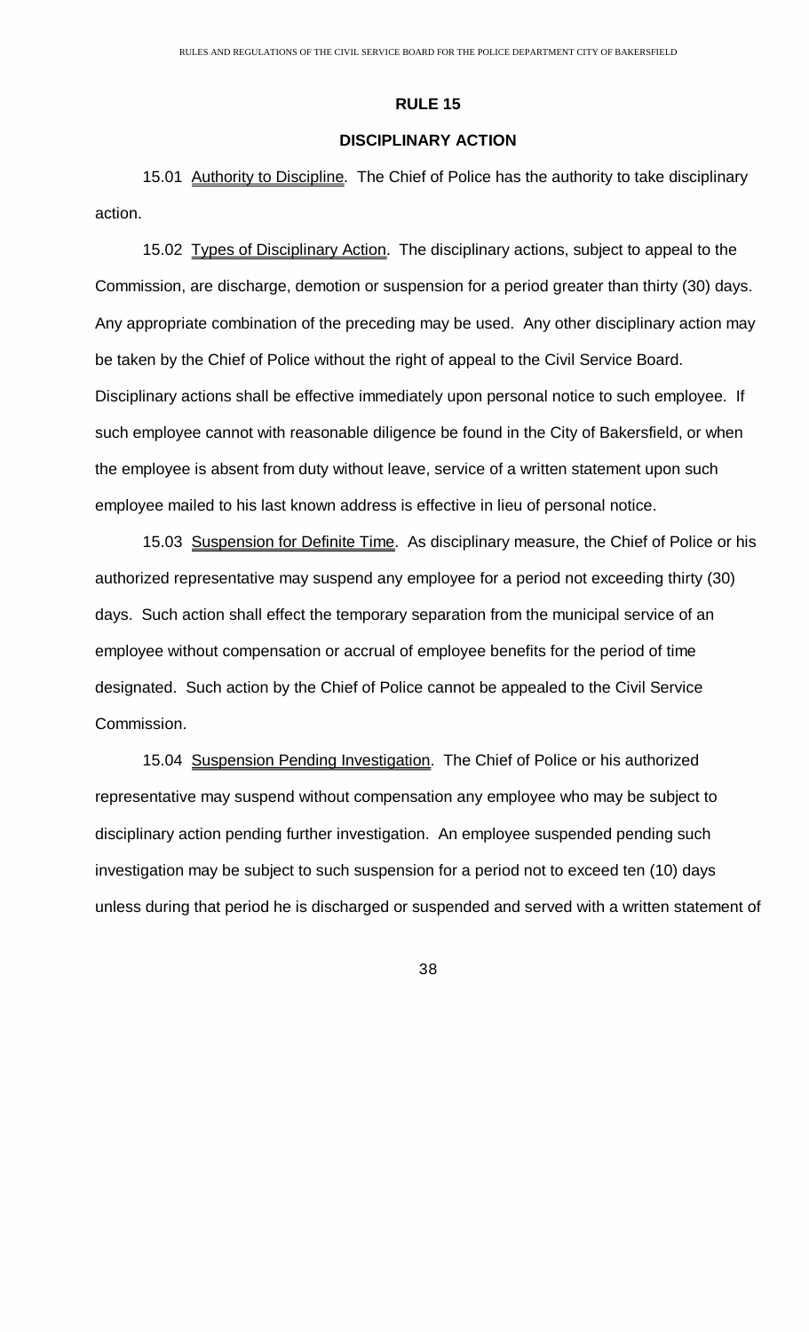## RULE 15

## DISCIPLINARY ACTION

15.01 Authority to Discipline. The Chief of Police has the authority to take disciplinary action.

15.02 Types of Disciplinary Action. The disciplinary actions, subject to appeal to the Commission, are discharge, demotion or suspension for a period greater than thirty (30) days. Any appropriate combination of the preceding may be used. Any other disciplinary action may be taken by the Chief of Police without the right of appeal to the Civil Service Board. Disciplinary actions shall be effective immediately upon personal notice to such employee. If such employee cannot with reasonable diligence be found in the City of Bakersfield, or when the employee is absent from duty without leave, service of a written statement upon such employee mailed to his last known address is effective in lieu of personal notice.

15.03 Suspension for Definite Time. As disciplinary measure, the Chief of Police or his authorized representative may suspend any employee for a period not exceeding thirty (30) days. Such action shall effect the temporary separation from the municipal service of an employee without compensation or accrual of employee benefits for the period of time designated. Such action by the Chief of Police cannot be appealed to the Civil Service Commission.

15.04 Suspension Pending Investigation. The Chief of Police or his authorized representative may suspend without compensation any employee who may be subject to disciplinary action pending further investigation. An employee suspended pending such investigation may be subject to such suspension for a period not to exceed ten (10) days unless during that period he is discharged or suspended and served with a written statement of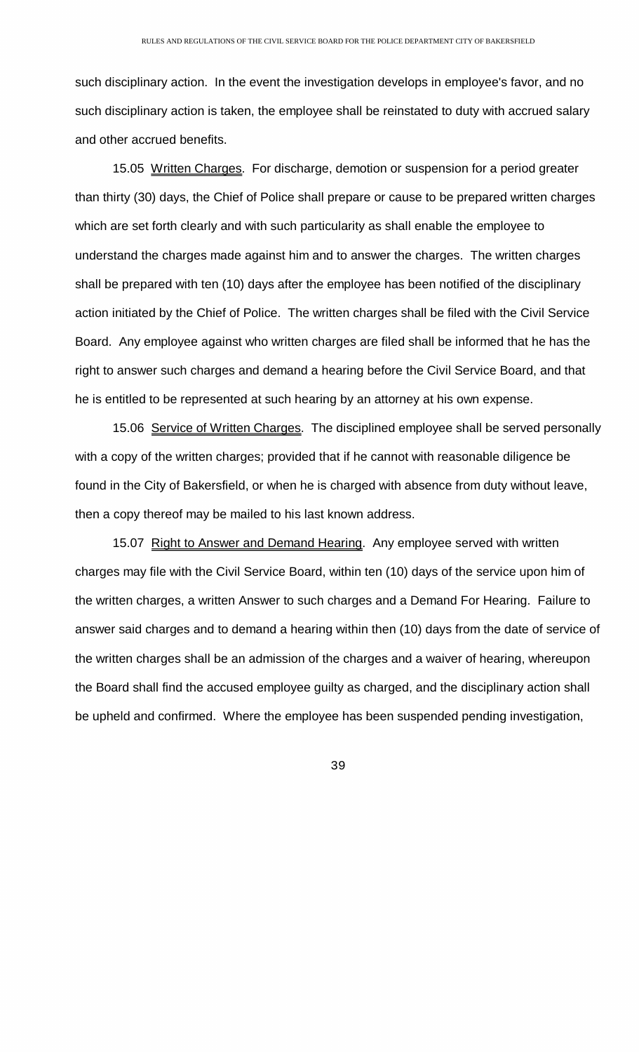such disciplinary action. In the event the investigation develops in employee's favor, and no such disciplinary action is taken, the employee shall be reinstated to duty with accrued salary and other accrued benefits.

15.05 Written Charges. For discharge, demotion or suspension for a period greater than thirty (30) days, the Chief of Police shall prepare or cause to be prepared written charges which are set forth clearly and with such particularity as shall enable the employee to understand the charges made against him and to answer the charges. The written charges shall be prepared with ten (10) days after the employee has been notified of the disciplinary action initiated by the Chief of Police. The written charges shall be filed with the Civil Service Board. Any employee against who written charges are filed shall be informed that he has the right to answer such charges and demand a hearing before the Civil Service Board, and that he is entitled to be represented at such hearing by an attorney at his own expense.

15.06 Service of Written Charges. The disciplined employee shall be served personally with a copy of the written charges; provided that if he cannot with reasonable diligence be found in the City of Bakersfield, or when he is charged with absence from duty without leave, then a copy thereof may be mailed to his last known address.

15.07 Right to Answer and Demand Hearing. Any employee served with written charges may file with the Civil Service Board, within ten (10) days of the service upon him of the written charges, a written Answer to such charges and a Demand For Hearing. Failure to answer said charges and to demand a hearing within then (10) days from the date of service of the written charges shall be an admission of the charges and a waiver of hearing, whereupon the Board shall find the accused employee guilty as charged, and the disciplinary action shall be upheld and confirmed. Where the employee has been suspended pending investigation,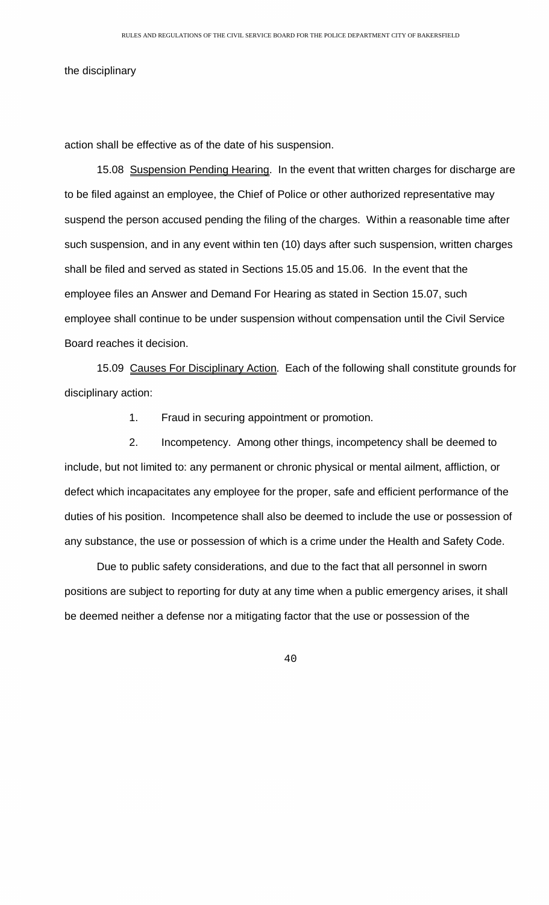the disciplinary

action shall be effective as of the date of his suspension.

15.08 Suspension Pending Hearing. In the event that written charges for discharge are to be filed against an employee, the Chief of Police or other authorized representative may suspend the person accused pending the filing of the charges. Within a reasonable time after such suspension, and in any event within ten (10) days after such suspension, written charges shall be filed and served as stated in Sections 15.05 and 15.06. In the event that the employee files an Answer and Demand For Hearing as stated in Section 15.07, such employee shall continue to be under suspension without compensation until the Civil Service Board reaches it decision.

15.09 Causes For Disciplinary Action. Each of the following shall constitute grounds for disciplinary action:

1. Fraud in securing appointment or promotion.

2. Incompetency. Among other things, incompetency shall be deemed to include, but not limited to: any permanent or chronic physical or mental ailment, affliction, or defect which incapacitates any employee for the proper, safe and efficient performance of the duties of his position. Incompetence shall also be deemed to include the use or possession of any substance, the use or possession of which is a crime under the Health and Safety Code.

Due to public safety considerations, and due to the fact that all personnel in sworn positions are subject to reporting for duty at any time when a public emergency arises, it shall be deemed neither a defense nor a mitigating factor that the use or possession of the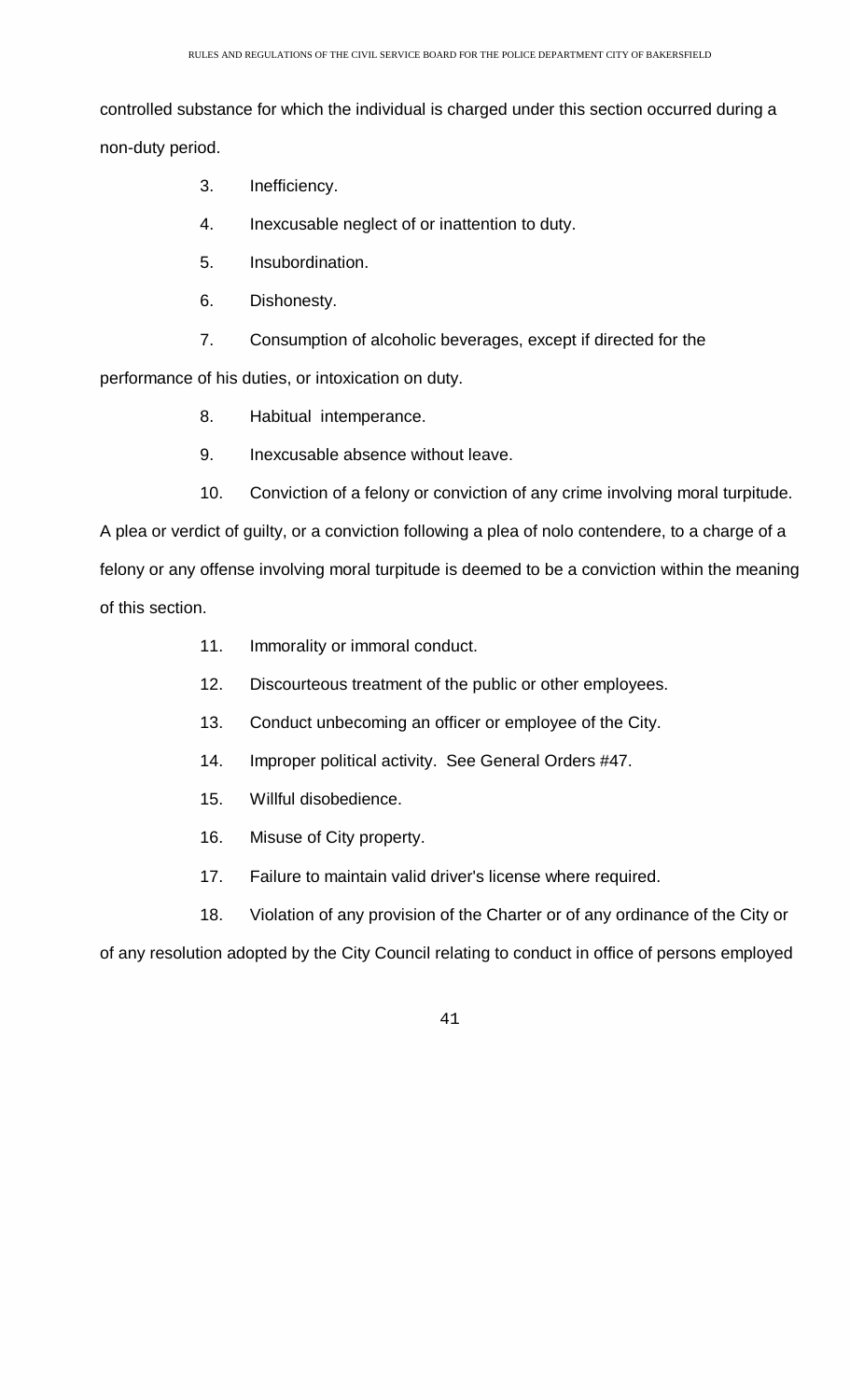controlled substance for which the individual is charged under this section occurred during a non-duty period.

3. Inefficiency.

4. Inexcusable neglect of or inattention to duty.

5. Insubordination.

6. Dishonesty.

7. Consumption of alcoholic beverages, except if directed for the performance of his duties, or intoxication on duty.

8. Habitual intemperance.

9. Inexcusable absence without leave.

10. Conviction of a felony or conviction of any crime involving moral turpitude. A plea or verdict of guilty, or a conviction following a plea of nolo contendere, to a charge of a felony or any offense involving moral turpitude is deemed to be a conviction within the meaning of this section.

11. Immorality or immoral conduct.

12. Discourteous treatment of the public or other employees.

13. Conduct unbecoming an officer or employee of the City.

14. Improper political activity. See General Orders #47.

15. Willful disobedience.

16. Misuse of City property.

17. Failure to maintain valid driver's license where required.

18. Violation of any provision of the Charter or of any ordinance of the City or of any resolution adopted by the City Council relating to conduct in office of persons employed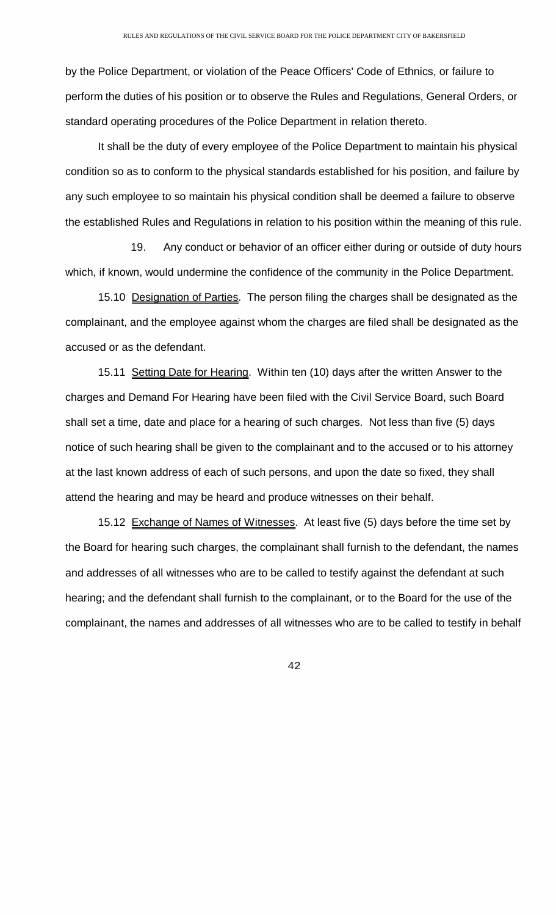by the Police Department, or violation of the Peace Officers' Code of Ethnics, or failure to perform the duties of his position or to observe the Rules and Regulations, General Orders, or standard operating procedures of the Police Department in relation thereto.

It shall be the duty of every employee of the Police Department to maintain his physical condition so as to conform to the physical standards established for his position, and failure by any such employee to so maintain his physical condition shall be deemed a failure to observe the established Rules and Regulations in relation to his position within the meaning of this rule.

19. Any conduct or behavior of an officer either during or outside of duty hours which, if known, would undermine the confidence of the community in the Police Department.

15.10 Designation of Parties. The person filing the charges shall be designated as the complainant, and the employee against whom the charges are filed shall be designated as the accused or as the defendant.

15.11 Setting Date for Hearing. Within ten (10) days after the written Answer to the charges and Demand For Hearing have been filed with the Civil Service Board, such Board shall set a time, date and place for a hearing of such charges. Not less than five (5) days notice of such hearing shall be given to the complainant and to the accused or to his attorney at the last known address of each of such persons, and upon the date so fixed, they shall attend the hearing and may be heard and produce witnesses on their behalf.

15.12 Exchange of Names of Witnesses. At least five (5) days before the time set by the Board for hearing such charges, the complainant shall furnish to the defendant, the names and addresses of all witnesses who are to be called to testify against the defendant at such hearing; and the defendant shall furnish to the complainant, or to the Board for the use of the complainant, the names and addresses of all witnesses who are to be called to testify in behalf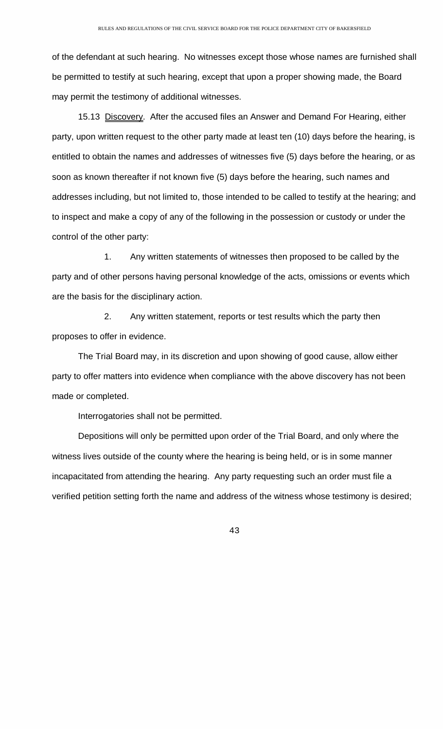of the defendant at such hearing. No witnesses except those whose names are furnished shall be permitted to testify at such hearing, except that upon a proper showing made, the Board may permit the testimony of additional witnesses.

15.13 Discovery. After the accused files an Answer and Demand For Hearing, either party, upon written request to the other party made at least ten (10) days before the hearing, is entitled to obtain the names and addresses of witnesses five (5) days before the hearing, or as soon as known thereafter if not known five (5) days before the hearing, such names and addresses including, but not limited to, those intended to be called to testify at the hearing; and to inspect and make a copy of any of the following in the possession or custody or under the control of the other party:

1. Any written statements of witnesses then proposed to be called by the party and of other persons having personal knowledge of the acts, omissions or events which are the basis for the disciplinary action.

2. Any written statement, reports or test results which the party then proposes to offer in evidence.

The Trial Board may, in its discretion and upon showing of good cause, allow either party to offer matters into evidence when compliance with the above discovery has not been made or completed.

Interrogatories shall not be permitted.

Depositions will only be permitted upon order of the Trial Board, and only where the witness lives outside of the county where the hearing is being held, or is in some manner incapacitated from attending the hearing. Any party requesting such an order must file a verified petition setting forth the name and address of the witness whose testimony is desired;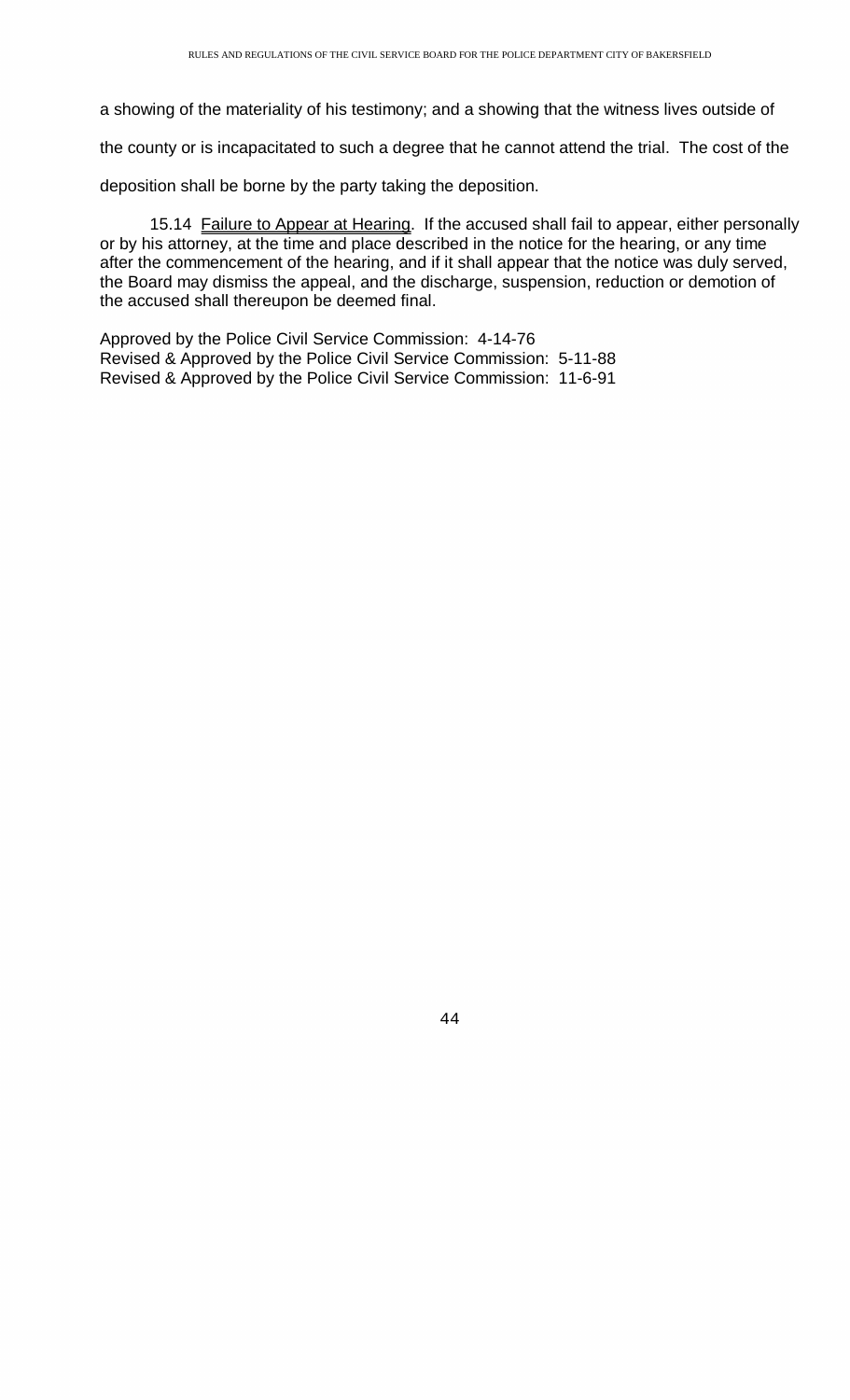a showing of the materiality of his testimony; and a showing that the witness lives outside of the county or is incapacitated to such a degree that he cannot attend the trial. The cost of the deposition shall be borne by the party taking the deposition.

15.14 Failure to Appear at Hearing. If the accused shall fail to appear, either personally or by his attorney, at the time and place described in the notice for the hearing, or any time after the commencement of the hearing, and if it shall appear that the notice was duly served, the Board may dismiss the appeal, and the discharge, suspension, reduction or demotion of the accused shall thereupon be deemed final.

Approved by the Police Civil Service Commission: 4-14-76
Revised & Approved by the Police Civil Service Commission: 5-11-88
Revised & Approved by the Police Civil Service Commission: 11-6-91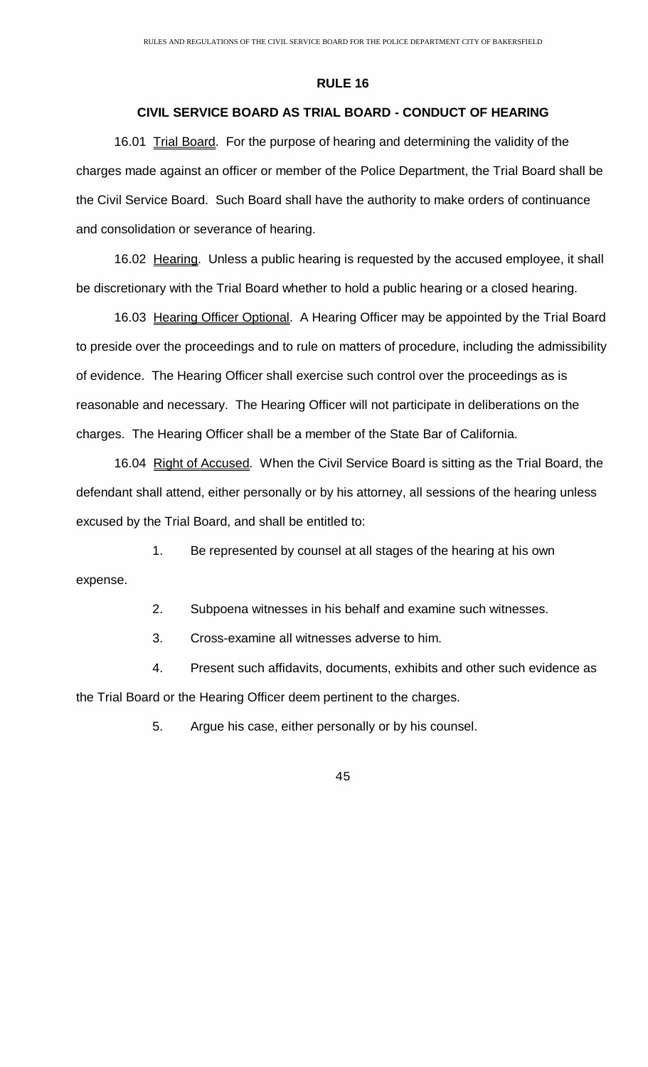## RULE 16

### CIVIL SERVICE BOARD AS TRIAL BOARD - CONDUCT OF HEARING

16.01 Trial Board. For the purpose of hearing and determining the validity of the charges made against an officer or member of the Police Department, the Trial Board shall be the Civil Service Board. Such Board shall have the authority to make orders of continuance and consolidation or severance of hearing.

16.02 Hearing. Unless a public hearing is requested by the accused employee, it shall be discretionary with the Trial Board whether to hold a public hearing or a closed hearing.

16.03 Hearing Officer Optional. A Hearing Officer may be appointed by the Trial Board to preside over the proceedings and to rule on matters of procedure, including the admissibility of evidence. The Hearing Officer shall exercise such control over the proceedings as is reasonable and necessary. The Hearing Officer will not participate in deliberations on the charges. The Hearing Officer shall be a member of the State Bar of California.

16.04 Right of Accused. When the Civil Service Board is sitting as the Trial Board, the defendant shall attend, either personally or by his attorney, all sessions of the hearing unless excused by the Trial Board, and shall be entitled to:

1. Be represented by counsel at all stages of the hearing at his own expense.
2. Subpoena witnesses in his behalf and examine such witnesses.
3. Cross-examine all witnesses adverse to him.
4. Present such affidavits, documents, exhibits and other such evidence as the Trial Board or the Hearing Officer deem pertinent to the charges.
5. Argue his case, either personally or by his counsel.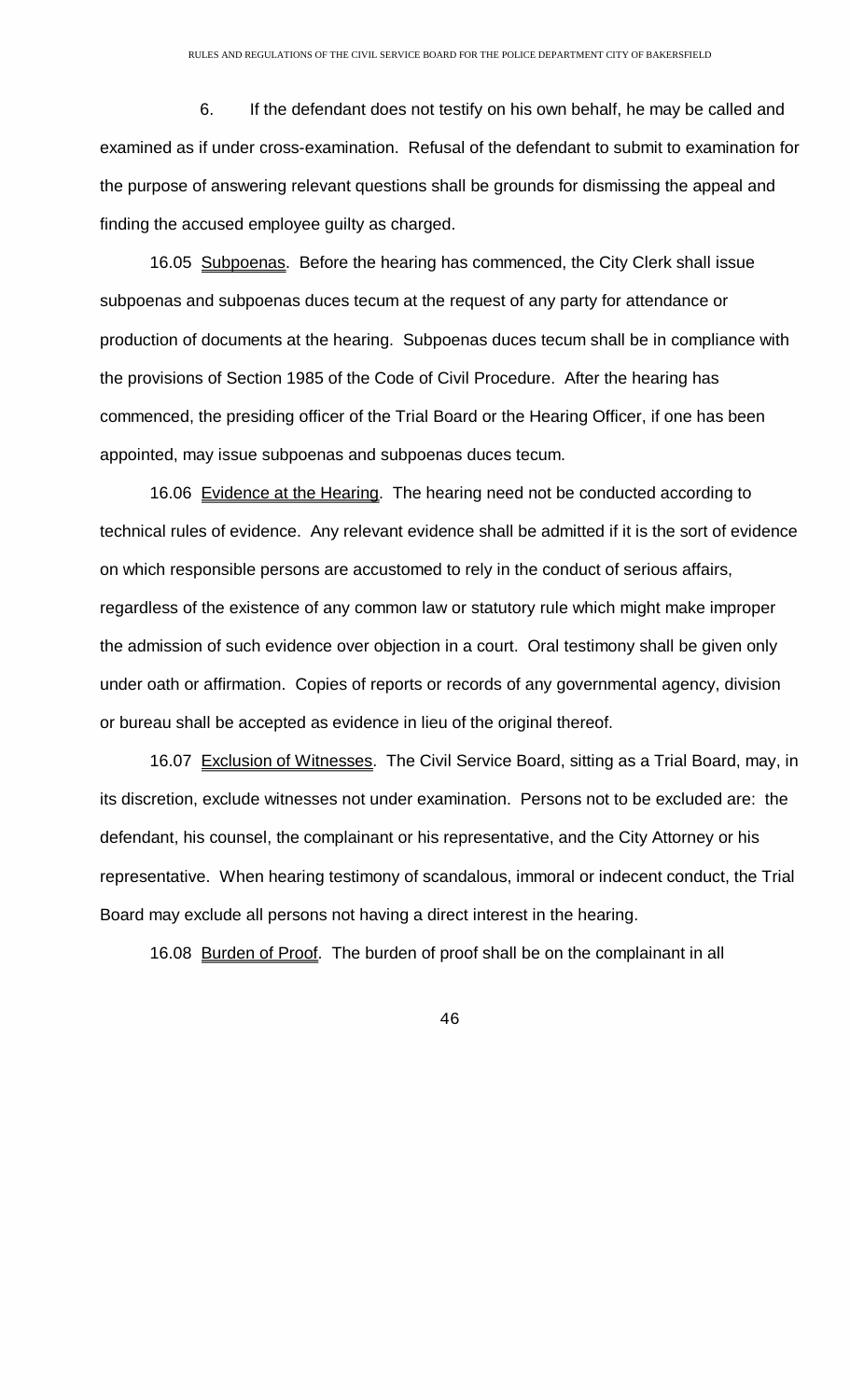6. If the defendant does not testify on his own behalf, he may be called and examined as if under cross-examination. Refusal of the defendant to submit to examination for the purpose of answering relevant questions shall be grounds for dismissing the appeal and finding the accused employee guilty as charged.

16.05 Subpoenas. Before the hearing has commenced, the City Clerk shall issue subpoenas and subpoenas duces tecum at the request of any party for attendance or production of documents at the hearing. Subpoenas duces tecum shall be in compliance with the provisions of Section 1985 of the Code of Civil Procedure. After the hearing has commenced, the presiding officer of the Trial Board or the Hearing Officer, if one has been appointed, may issue subpoenas and subpoenas duces tecum.

16.06 Evidence at the Hearing. The hearing need not be conducted according to technical rules of evidence. Any relevant evidence shall be admitted if it is the sort of evidence on which responsible persons are accustomed to rely in the conduct of serious affairs, regardless of the existence of any common law or statutory rule which might make improper the admission of such evidence over objection in a court. Oral testimony shall be given only under oath or affirmation. Copies of reports or records of any governmental agency, division or bureau shall be accepted as evidence in lieu of the original thereof.

16.07 Exclusion of Witnesses. The Civil Service Board, sitting as a Trial Board, may, in its discretion, exclude witnesses not under examination. Persons not to be excluded are: the defendant, his counsel, the complainant or his representative, and the City Attorney or his representative. When hearing testimony of scandalous, immoral or indecent conduct, the Trial Board may exclude all persons not having a direct interest in the hearing.

16.08 Burden of Proof. The burden of proof shall be on the complainant in all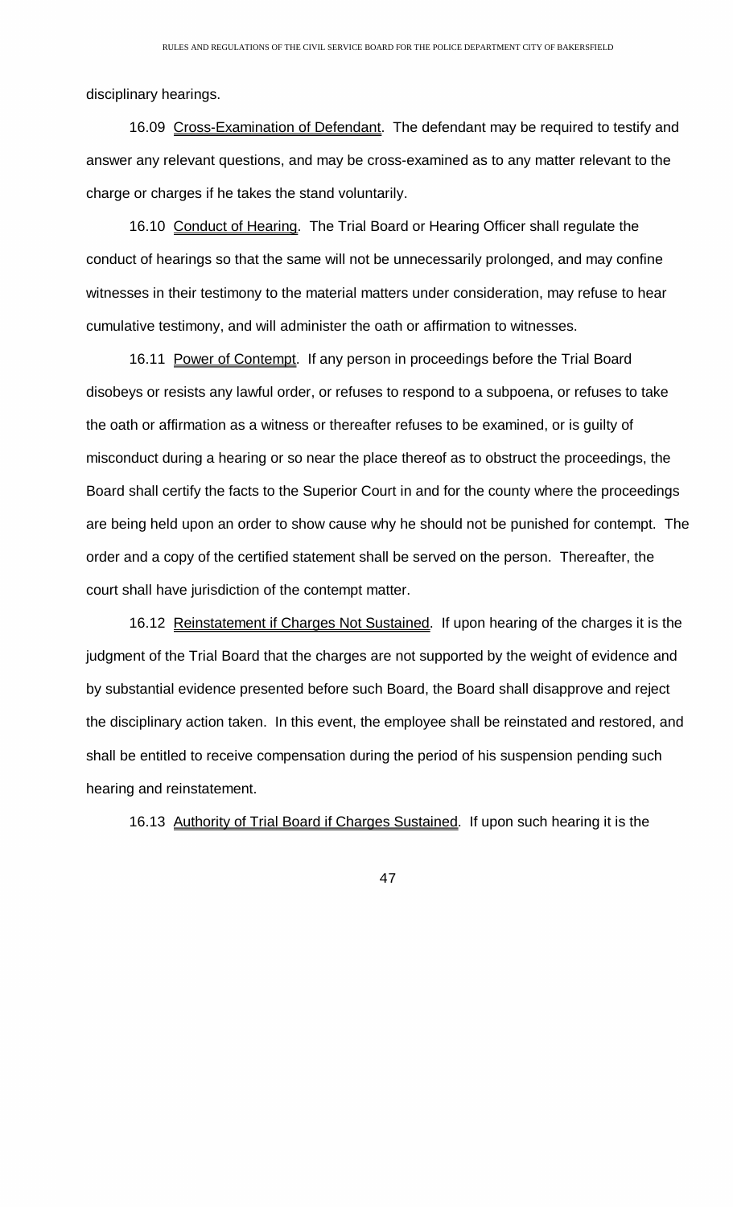disciplinary hearings.

16.09 Cross-Examination of Defendant. The defendant may be required to testify and answer any relevant questions, and may be cross-examined as to any matter relevant to the charge or charges if he takes the stand voluntarily.

16.10 Conduct of Hearing. The Trial Board or Hearing Officer shall regulate the conduct of hearings so that the same will not be unnecessarily prolonged, and may confine witnesses in their testimony to the material matters under consideration, may refuse to hear cumulative testimony, and will administer the oath or affirmation to witnesses.

16.11 Power of Contempt. If any person in proceedings before the Trial Board disobeys or resists any lawful order, or refuses to respond to a subpoena, or refuses to take the oath or affirmation as a witness or thereafter refuses to be examined, or is guilty of misconduct during a hearing or so near the place thereof as to obstruct the proceedings, the Board shall certify the facts to the Superior Court in and for the county where the proceedings are being held upon an order to show cause why he should not be punished for contempt. The order and a copy of the certified statement shall be served on the person. Thereafter, the court shall have jurisdiction of the contempt matter.

16.12 Reinstatement if Charges Not Sustained. If upon hearing of the charges it is the judgment of the Trial Board that the charges are not supported by the weight of evidence and by substantial evidence presented before such Board, the Board shall disapprove and reject the disciplinary action taken. In this event, the employee shall be reinstated and restored, and shall be entitled to receive compensation during the period of his suspension pending such hearing and reinstatement.

16.13 Authority of Trial Board if Charges Sustained. If upon such hearing it is the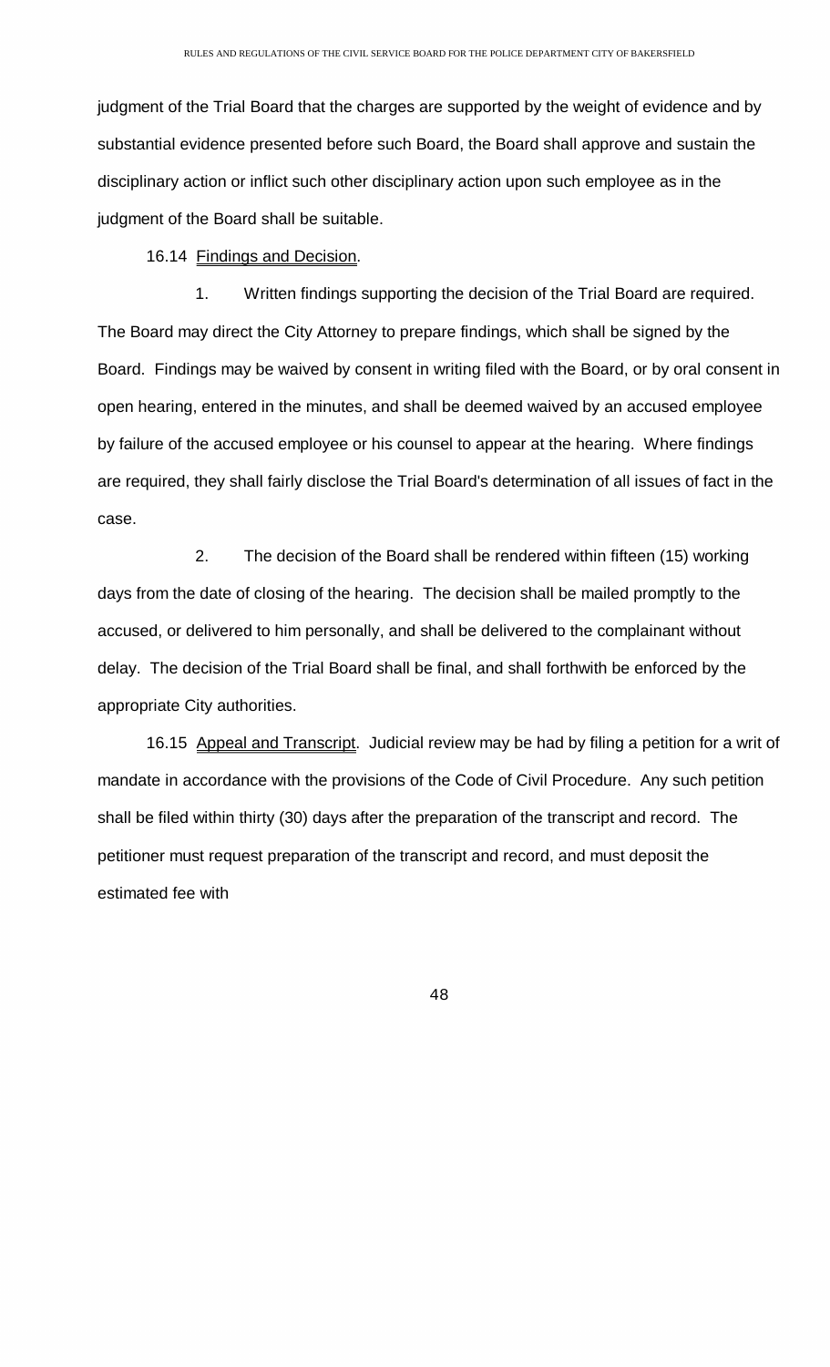judgment of the Trial Board that the charges are supported by the weight of evidence and by substantial evidence presented before such Board, the Board shall approve and sustain the disciplinary action or inflict such other disciplinary action upon such employee as in the judgment of the Board shall be suitable.

16.14 Findings and Decision.

1. Written findings supporting the decision of the Trial Board are required. The Board may direct the City Attorney to prepare findings, which shall be signed by the Board. Findings may be waived by consent in writing filed with the Board, or by oral consent in open hearing, entered in the minutes, and shall be deemed waived by an accused employee by failure of the accused employee or his counsel to appear at the hearing. Where findings are required, they shall fairly disclose the Trial Board's determination of all issues of fact in the case.

2. The decision of the Board shall be rendered within fifteen (15) working days from the date of closing of the hearing. The decision shall be mailed promptly to the accused, or delivered to him personally, and shall be delivered to the complainant without delay. The decision of the Trial Board shall be final, and shall forthwith be enforced by the appropriate City authorities.

16.15 Appeal and Transcript. Judicial review may be had by filing a petition for a writ of mandate in accordance with the provisions of the Code of Civil Procedure. Any such petition shall be filed within thirty (30) days after the preparation of the transcript and record. The petitioner must request preparation of the transcript and record, and must deposit the estimated fee with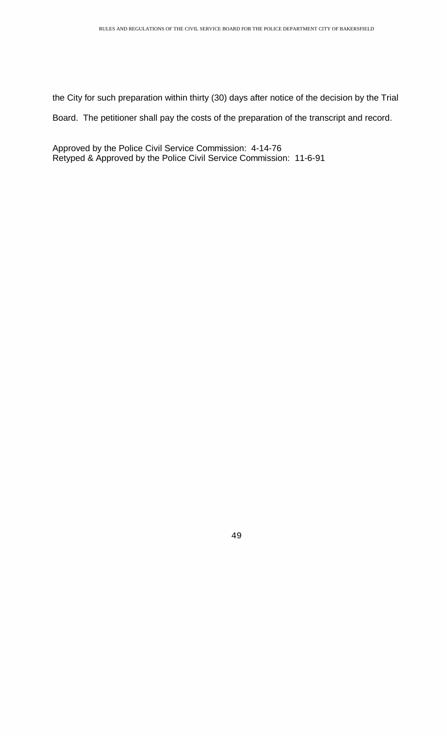the City for such preparation within thirty (30) days after notice of the decision by the Trial Board. The petitioner shall pay the costs of the preparation of the transcript and record.

Approved by the Police Civil Service Commission: 4-14-76
Retyped & Approved by the Police Civil Service Commission: 11-6-91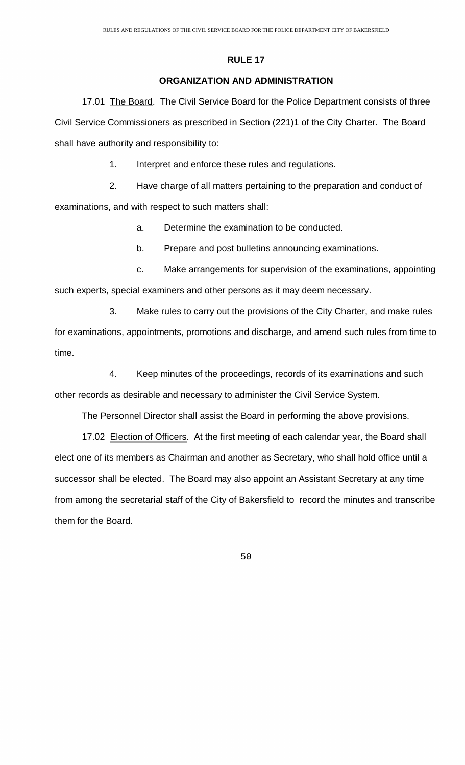# RULE 17

## ORGANIZATION AND ADMINISTRATION

17.01 The Board. The Civil Service Board for the Police Department consists of three Civil Service Commissioners as prescribed in Section (221)1 of the City Charter. The Board shall have authority and responsibility to:

1. Interpret and enforce these rules and regulations.

2. Have charge of all matters pertaining to the preparation and conduct of examinations, and with respect to such matters shall:

   a. Determine the examination to be conducted.

   b. Prepare and post bulletins announcing examinations.

   c. Make arrangements for supervision of the examinations, appointing such experts, special examiners and other persons as it may deem necessary.

3. Make rules to carry out the provisions of the City Charter, and make rules for examinations, appointments, promotions and discharge, and amend such rules from time to time.

4. Keep minutes of the proceedings, records of its examinations and such other records as desirable and necessary to administer the Civil Service System.

The Personnel Director shall assist the Board in performing the above provisions.

17.02 Election of Officers. At the first meeting of each calendar year, the Board shall elect one of its members as Chairman and another as Secretary, who shall hold office until a successor shall be elected. The Board may also appoint an Assistant Secretary at any time from among the secretarial staff of the City of Bakersfield to record the minutes and transcribe them for the Board.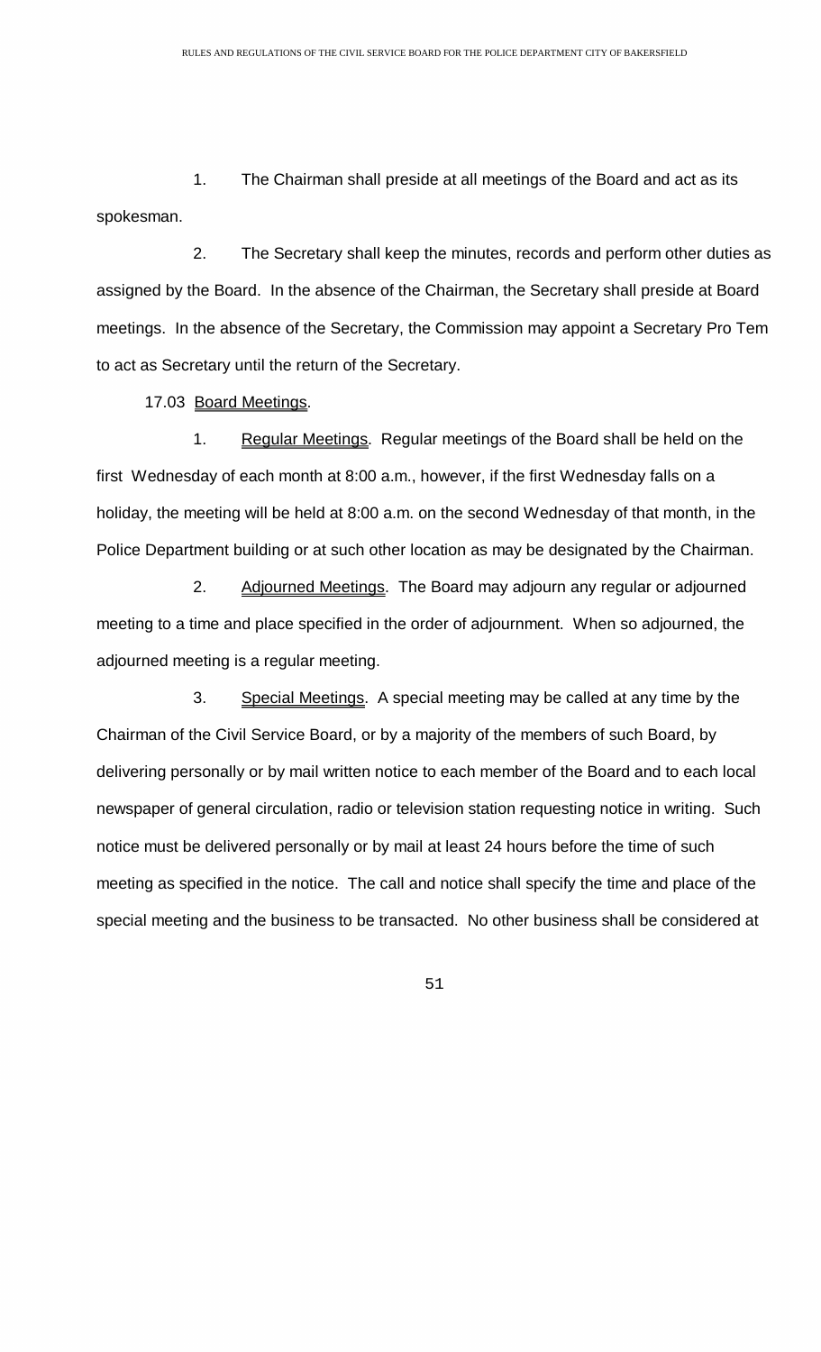1. The Chairman shall preside at all meetings of the Board and act as its spokesman.

2. The Secretary shall keep the minutes, records and perform other duties as assigned by the Board. In the absence of the Chairman, the Secretary shall preside at Board meetings. In the absence of the Secretary, the Commission may appoint a Secretary Pro Tem to act as Secretary until the return of the Secretary.

17.03 Board Meetings.

1. Regular Meetings. Regular meetings of the Board shall be held on the first Wednesday of each month at 8:00 a.m., however, if the first Wednesday falls on a holiday, the meeting will be held at 8:00 a.m. on the second Wednesday of that month, in the Police Department building or at such other location as may be designated by the Chairman.

2. Adjourned Meetings. The Board may adjourn any regular or adjourned meeting to a time and place specified in the order of adjournment. When so adjourned, the adjourned meeting is a regular meeting.

3. Special Meetings. A special meeting may be called at any time by the Chairman of the Civil Service Board, or by a majority of the members of such Board, by delivering personally or by mail written notice to each member of the Board and to each local newspaper of general circulation, radio or television station requesting notice in writing. Such notice must be delivered personally or by mail at least 24 hours before the time of such meeting as specified in the notice. The call and notice shall specify the time and place of the special meeting and the business to be transacted. No other business shall be considered at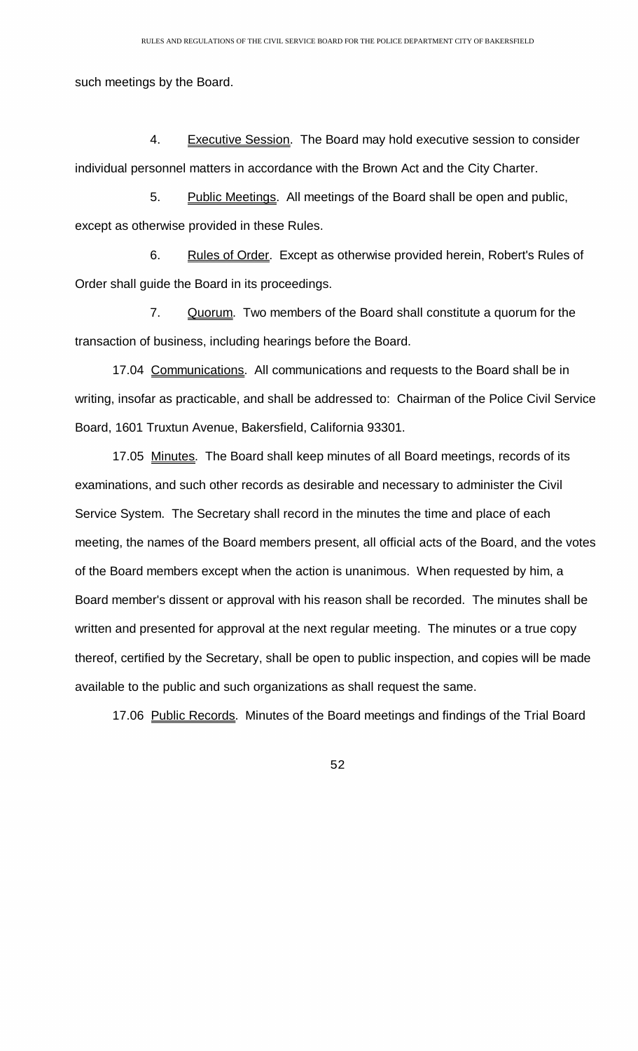such meetings by the Board.

4. Executive Session. The Board may hold executive session to consider individual personnel matters in accordance with the Brown Act and the City Charter.

5. Public Meetings. All meetings of the Board shall be open and public, except as otherwise provided in these Rules.

6. Rules of Order. Except as otherwise provided herein, Robert's Rules of Order shall guide the Board in its proceedings.

7. Quorum. Two members of the Board shall constitute a quorum for the transaction of business, including hearings before the Board.

17.04 Communications. All communications and requests to the Board shall be in writing, insofar as practicable, and shall be addressed to: Chairman of the Police Civil Service Board, 1601 Truxtun Avenue, Bakersfield, California 93301.

17.05 Minutes. The Board shall keep minutes of all Board meetings, records of its examinations, and such other records as desirable and necessary to administer the Civil Service System. The Secretary shall record in the minutes the time and place of each meeting, the names of the Board members present, all official acts of the Board, and the votes of the Board members except when the action is unanimous. When requested by him, a Board member's dissent or approval with his reason shall be recorded. The minutes shall be written and presented for approval at the next regular meeting. The minutes or a true copy thereof, certified by the Secretary, shall be open to public inspection, and copies will be made available to the public and such organizations as shall request the same.

17.06 Public Records. Minutes of the Board meetings and findings of the Trial Board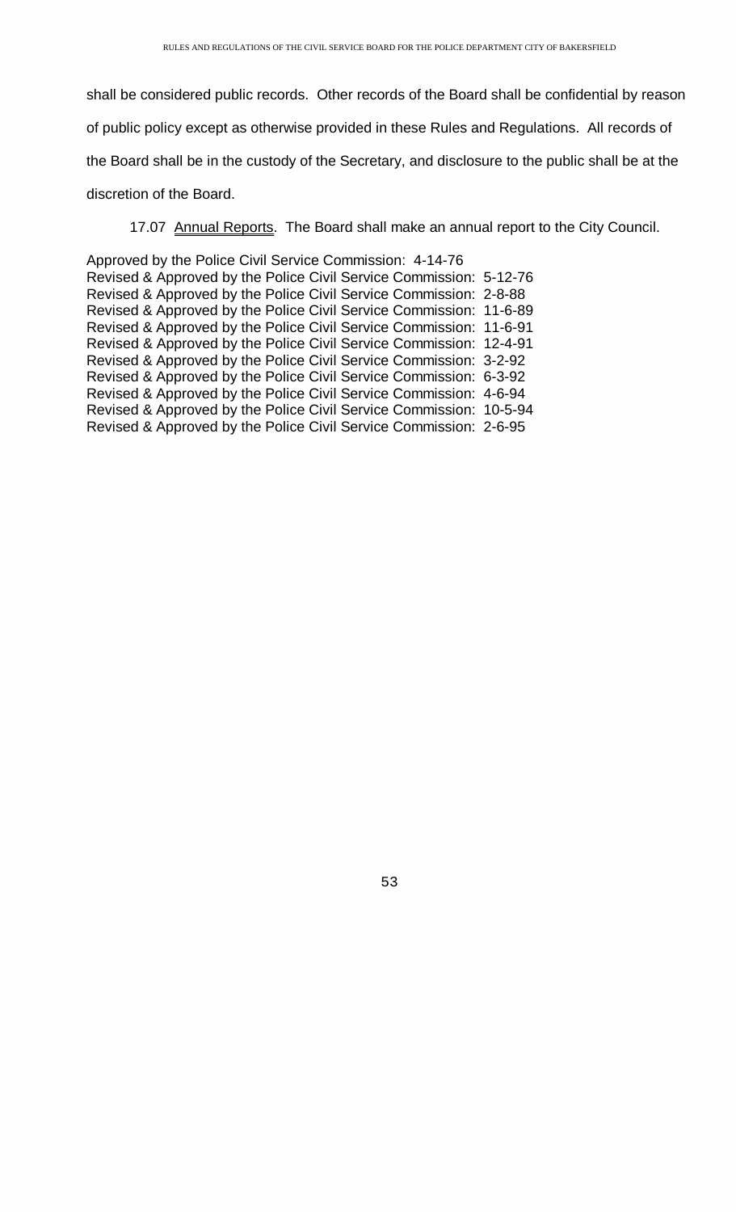shall be considered public records. Other records of the Board shall be confidential by reason of public policy except as otherwise provided in these Rules and Regulations. All records of the Board shall be in the custody of the Secretary, and disclosure to the public shall be at the discretion of the Board.

17.07 Annual Reports. The Board shall make an annual report to the City Council.

Approved by the Police Civil Service Commission: 4-14-76
Revised & Approved by the Police Civil Service Commission: 5-12-76
Revised & Approved by the Police Civil Service Commission: 2-8-88
Revised & Approved by the Police Civil Service Commission: 11-6-89
Revised & Approved by the Police Civil Service Commission: 11-6-91
Revised & Approved by the Police Civil Service Commission: 12-4-91
Revised & Approved by the Police Civil Service Commission: 3-2-92
Revised & Approved by the Police Civil Service Commission: 6-3-92
Revised & Approved by the Police Civil Service Commission: 4-6-94
Revised & Approved by the Police Civil Service Commission: 10-5-94
Revised & Approved by the Police Civil Service Commission: 2-6-95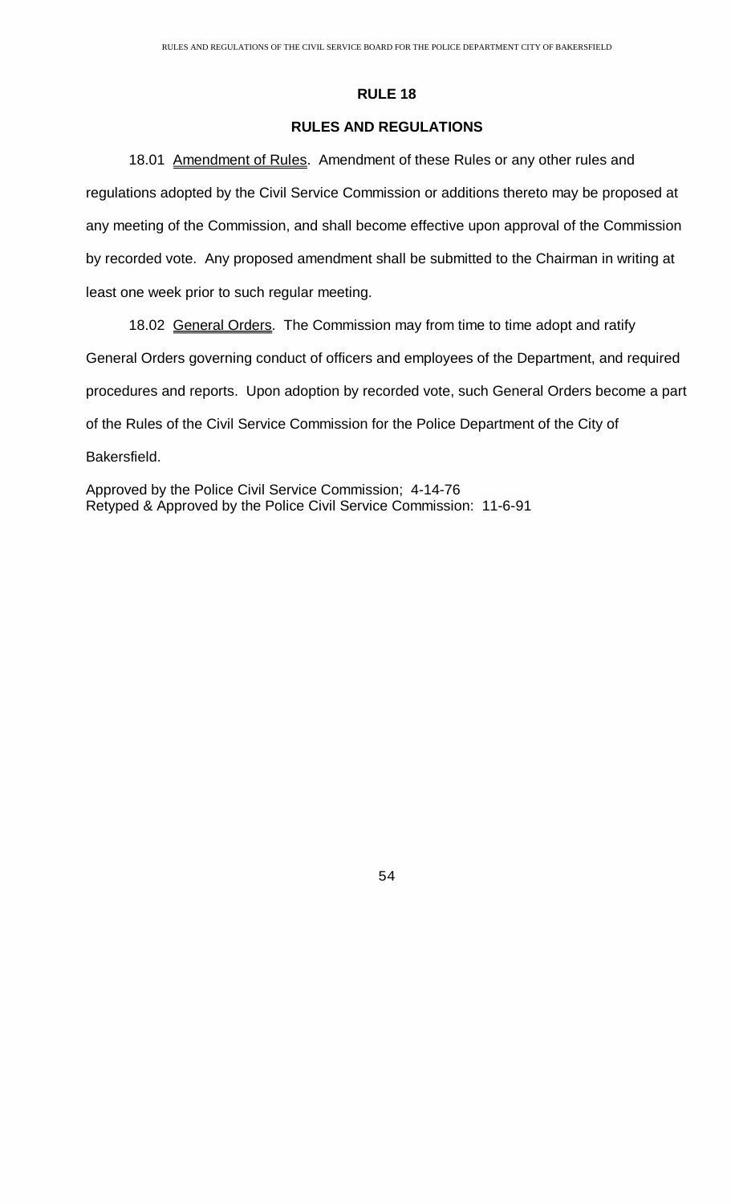# RULE 18

## RULES AND REGULATIONS

18.01 Amendment of Rules. Amendment of these Rules or any other rules and regulations adopted by the Civil Service Commission or additions thereto may be proposed at any meeting of the Commission, and shall become effective upon approval of the Commission by recorded vote. Any proposed amendment shall be submitted to the Chairman in writing at least one week prior to such regular meeting.

18.02 General Orders. The Commission may from time to time adopt and ratify General Orders governing conduct of officers and employees of the Department, and required procedures and reports. Upon adoption by recorded vote, such General Orders become a part of the Rules of the Civil Service Commission for the Police Department of the City of Bakersfield.

Approved by the Police Civil Service Commission; 4-14-76
Retyped & Approved by the Police Civil Service Commission: 11-6-91